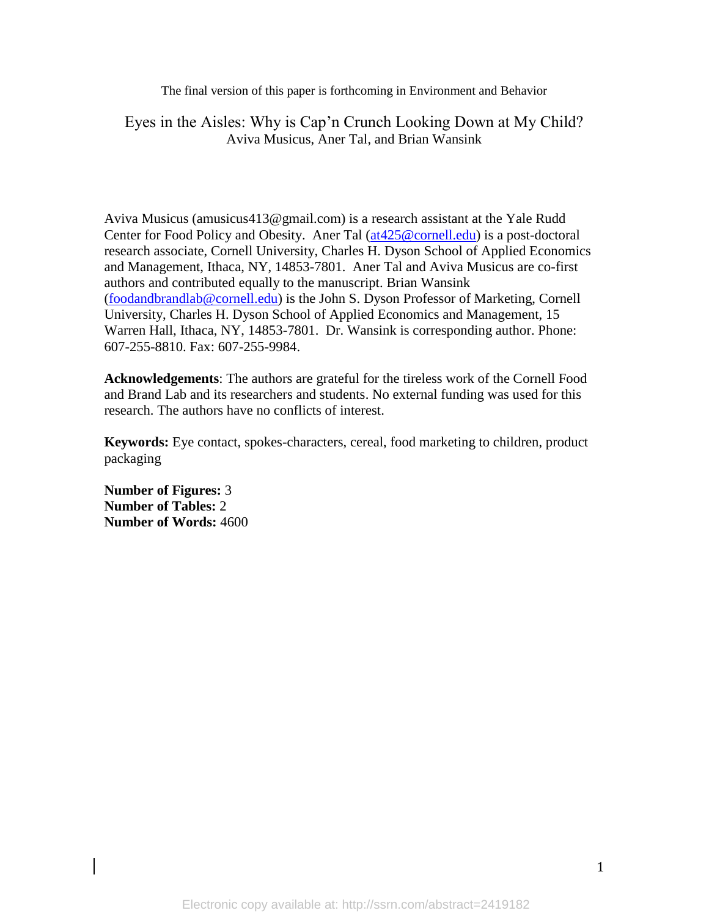The final version of this paper is forthcoming in Environment and Behavior

# Eyes in the Aisles: Why is Cap'n Crunch Looking Down at My Child?

Aviva Musicus, Aner Tal, and Brian Wansink

Aviva Musicus (amusicus413@gmail.com) is a research assistant at the Yale Rudd Center for Food Policy and Obesity. Aner Tal (at425@cornell.edu) is a post-doctoral research associate, Cornell University, Charles H. Dyson School of Applied Economics and Management, Ithaca, NY, 14853-7801. Aner Tal and Aviva Musicus are co-first authors and contributed equally to the manuscript. Brian Wansink (foodandbrandlab@cornell.edu) is the John S. Dyson Professor of Marketing, Cornell University, Charles H. Dyson School of Applied Economics and Management, 15 Warren Hall, Ithaca, NY, 14853-7801. Dr. Wansink is corresponding author. Phone: 607-255-8810. Fax: 607-255-9984.

**Acknowledgements**: The authors are grateful for the tireless work of the Cornell Food and Brand Lab and its researchers and students. No external funding was used for this research. The authors have no conflicts of interest.

**Keywords:** Eye contact, spokes-characters, cereal, food marketing to children, product packaging

**Number of Figures:** 3
**Number of Tables:** 2
**Number of Words:** 4600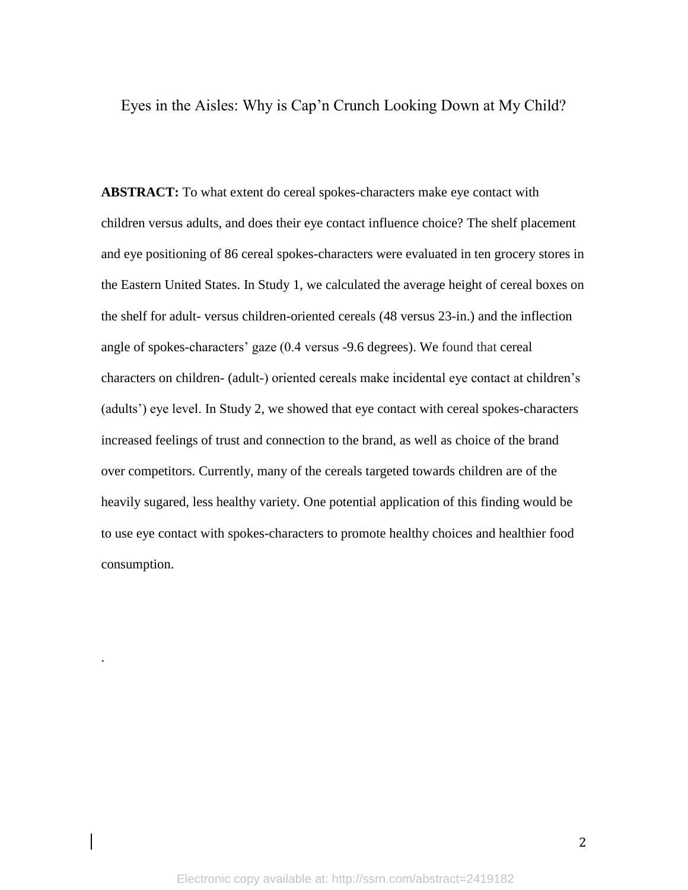# Eyes in the Aisles: Why is Cap'n Crunch Looking Down at My Child?

**ABSTRACT:** To what extent do cereal spokes-characters make eye contact with children versus adults, and does their eye contact influence choice? The shelf placement and eye positioning of 86 cereal spokes-characters were evaluated in ten grocery stores in the Eastern United States. In Study 1, we calculated the average height of cereal boxes on the shelf for adult- versus children-oriented cereals (48 versus 23-in.) and the inflection angle of spokes-characters' gaze (0.4 versus -9.6 degrees). We found that cereal characters on children- (adult-) oriented cereals make incidental eye contact at children's (adults') eye level. In Study 2, we showed that eye contact with cereal spokes-characters increased feelings of trust and connection to the brand, as well as choice of the brand over competitors. Currently, many of the cereals targeted towards children are of the heavily sugared, less healthy variety. One potential application of this finding would be to use eye contact with spokes-characters to promote healthy choices and healthier food consumption.

.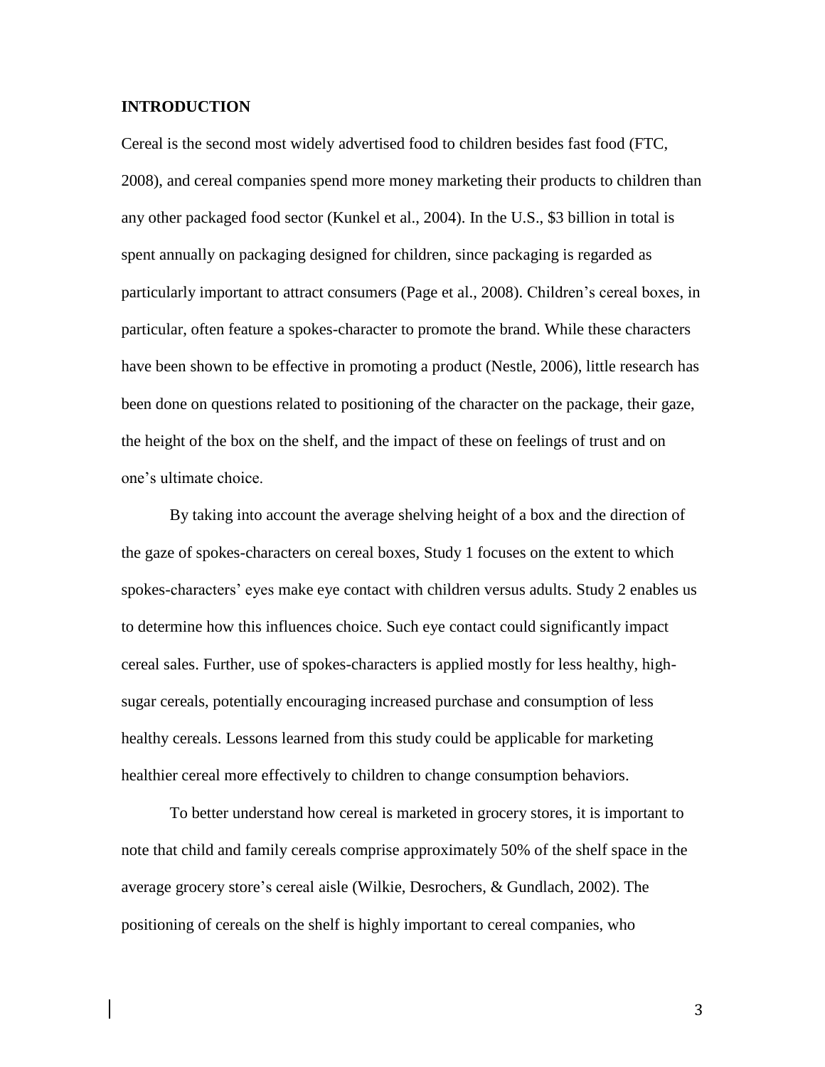## INTRODUCTION

Cereal is the second most widely advertised food to children besides fast food (FTC, 2008), and cereal companies spend more money marketing their products to children than any other packaged food sector (Kunkel et al., 2004). In the U.S., $3 billion in total is spent annually on packaging designed for children, since packaging is regarded as particularly important to attract consumers (Page et al., 2008). Children's cereal boxes, in particular, often feature a spokes-character to promote the brand. While these characters have been shown to be effective in promoting a product (Nestle, 2006), little research has been done on questions related to positioning of the character on the package, their gaze, the height of the box on the shelf, and the impact of these on feelings of trust and on one's ultimate choice.

By taking into account the average shelving height of a box and the direction of the gaze of spokes-characters on cereal boxes, Study 1 focuses on the extent to which spokes-characters' eyes make eye contact with children versus adults. Study 2 enables us to determine how this influences choice. Such eye contact could significantly impact cereal sales. Further, use of spokes-characters is applied mostly for less healthy, high-sugar cereals, potentially encouraging increased purchase and consumption of less healthy cereals. Lessons learned from this study could be applicable for marketing healthier cereal more effectively to children to change consumption behaviors.

To better understand how cereal is marketed in grocery stores, it is important to note that child and family cereals comprise approximately 50% of the shelf space in the average grocery store's cereal aisle (Wilkie, Desrochers, & Gundlach, 2002). The positioning of cereals on the shelf is highly important to cereal companies, who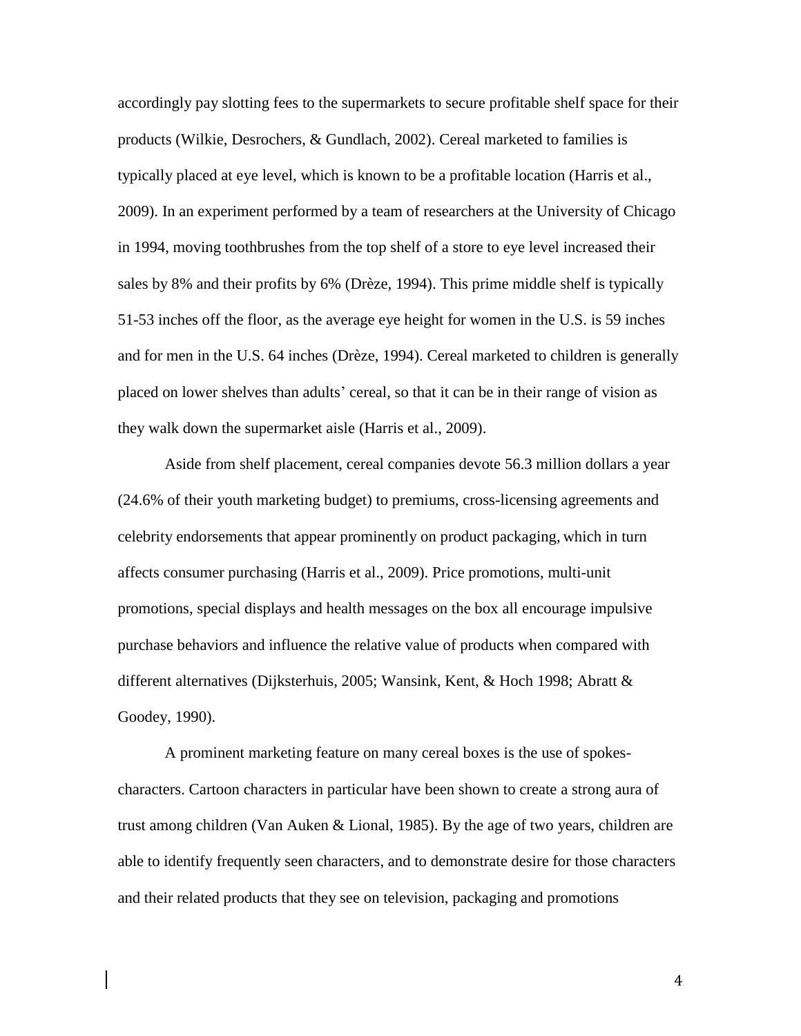accordingly pay slotting fees to the supermarkets to secure profitable shelf space for their products (Wilkie, Desrochers, & Gundlach, 2002). Cereal marketed to families is typically placed at eye level, which is known to be a profitable location (Harris et al., 2009). In an experiment performed by a team of researchers at the University of Chicago in 1994, moving toothbrushes from the top shelf of a store to eye level increased their sales by 8% and their profits by 6% (Drèze, 1994). This prime middle shelf is typically 51-53 inches off the floor, as the average eye height for women in the U.S. is 59 inches and for men in the U.S. 64 inches (Drèze, 1994). Cereal marketed to children is generally placed on lower shelves than adults' cereal, so that it can be in their range of vision as they walk down the supermarket aisle (Harris et al., 2009).

Aside from shelf placement, cereal companies devote 56.3 million dollars a year (24.6% of their youth marketing budget) to premiums, cross-licensing agreements and celebrity endorsements that appear prominently on product packaging, which in turn affects consumer purchasing (Harris et al., 2009). Price promotions, multi-unit promotions, special displays and health messages on the box all encourage impulsive purchase behaviors and influence the relative value of products when compared with different alternatives (Dijksterhuis, 2005; Wansink, Kent, & Hoch 1998; Abratt & Goodey, 1990).

A prominent marketing feature on many cereal boxes is the use of spokes-characters. Cartoon characters in particular have been shown to create a strong aura of trust among children (Van Auken & Lional, 1985). By the age of two years, children are able to identify frequently seen characters, and to demonstrate desire for those characters and their related products that they see on television, packaging and promotions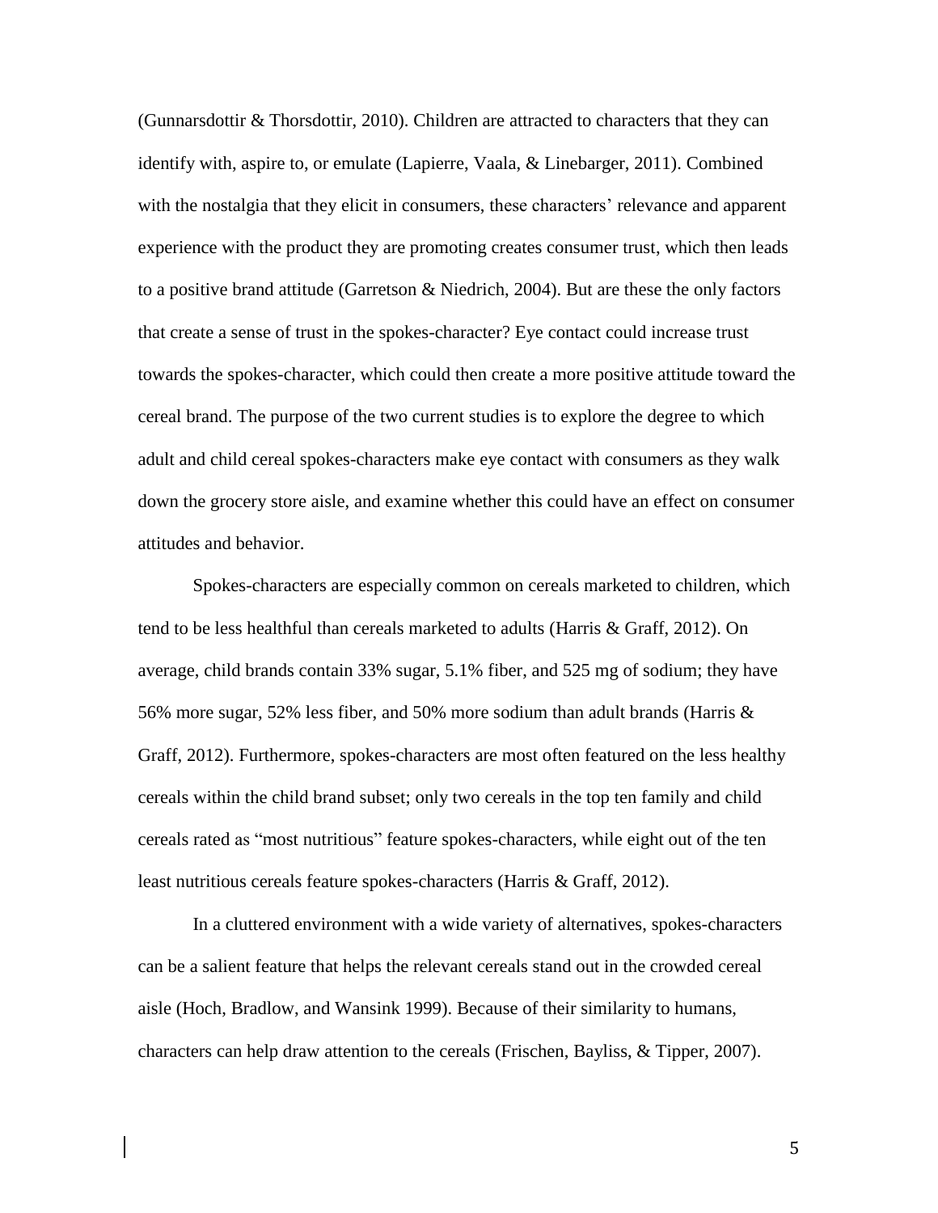(Gunnarsdottir & Thorsdottir, 2010). Children are attracted to characters that they can identify with, aspire to, or emulate (Lapierre, Vaala, & Linebarger, 2011). Combined with the nostalgia that they elicit in consumers, these characters' relevance and apparent experience with the product they are promoting creates consumer trust, which then leads to a positive brand attitude (Garretson & Niedrich, 2004). But are these the only factors that create a sense of trust in the spokes-character? Eye contact could increase trust towards the spokes-character, which could then create a more positive attitude toward the cereal brand. The purpose of the two current studies is to explore the degree to which adult and child cereal spokes-characters make eye contact with consumers as they walk down the grocery store aisle, and examine whether this could have an effect on consumer attitudes and behavior.

Spokes-characters are especially common on cereals marketed to children, which tend to be less healthful than cereals marketed to adults (Harris & Graff, 2012). On average, child brands contain 33% sugar, 5.1% fiber, and 525 mg of sodium; they have 56% more sugar, 52% less fiber, and 50% more sodium than adult brands (Harris & Graff, 2012). Furthermore, spokes-characters are most often featured on the less healthy cereals within the child brand subset; only two cereals in the top ten family and child cereals rated as "most nutritious" feature spokes-characters, while eight out of the ten least nutritious cereals feature spokes-characters (Harris & Graff, 2012).

In a cluttered environment with a wide variety of alternatives, spokes-characters can be a salient feature that helps the relevant cereals stand out in the crowded cereal aisle (Hoch, Bradlow, and Wansink 1999). Because of their similarity to humans, characters can help draw attention to the cereals (Frischen, Bayliss, & Tipper, 2007).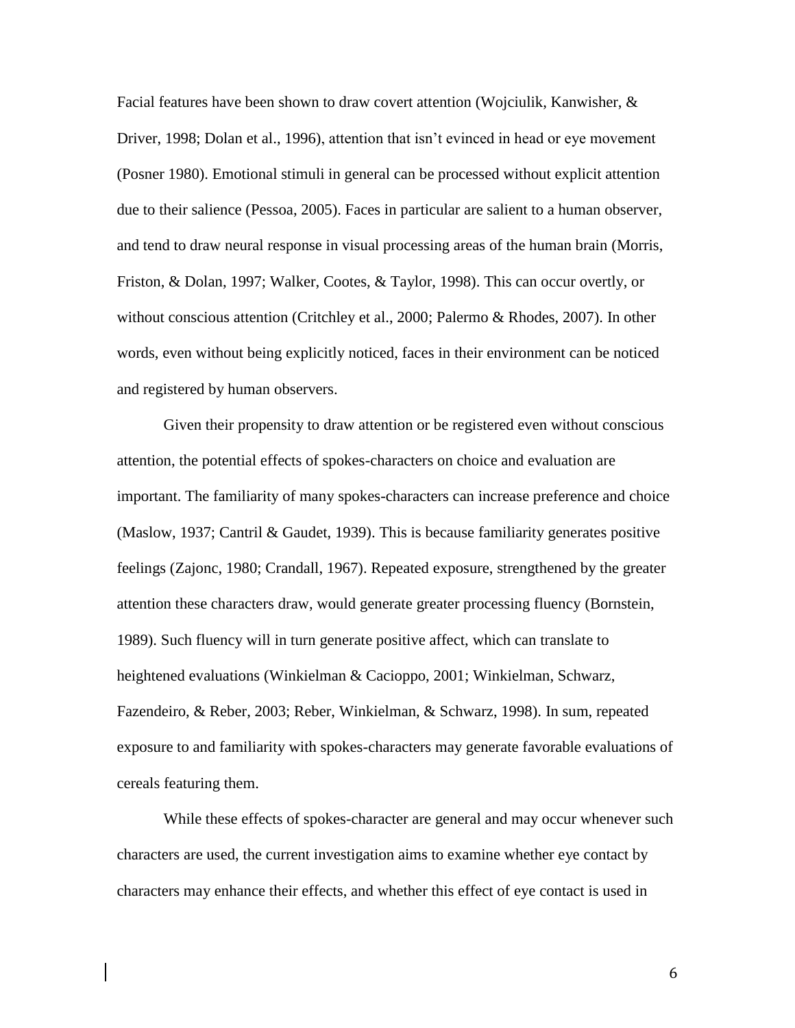Facial features have been shown to draw covert attention (Wojciulik, Kanwisher, & Driver, 1998; Dolan et al., 1996), attention that isn't evinced in head or eye movement (Posner 1980). Emotional stimuli in general can be processed without explicit attention due to their salience (Pessoa, 2005). Faces in particular are salient to a human observer, and tend to draw neural response in visual processing areas of the human brain (Morris, Friston, & Dolan, 1997; Walker, Cootes, & Taylor, 1998). This can occur overtly, or without conscious attention (Critchley et al., 2000; Palermo & Rhodes, 2007). In other words, even without being explicitly noticed, faces in their environment can be noticed and registered by human observers.

Given their propensity to draw attention or be registered even without conscious attention, the potential effects of spokes-characters on choice and evaluation are important. The familiarity of many spokes-characters can increase preference and choice (Maslow, 1937; Cantril & Gaudet, 1939). This is because familiarity generates positive feelings (Zajonc, 1980; Crandall, 1967). Repeated exposure, strengthened by the greater attention these characters draw, would generate greater processing fluency (Bornstein, 1989). Such fluency will in turn generate positive affect, which can translate to heightened evaluations (Winkielman & Cacioppo, 2001; Winkielman, Schwarz, Fazendeiro, & Reber, 2003; Reber, Winkielman, & Schwarz, 1998). In sum, repeated exposure to and familiarity with spokes-characters may generate favorable evaluations of cereals featuring them.

While these effects of spokes-character are general and may occur whenever such characters are used, the current investigation aims to examine whether eye contact by characters may enhance their effects, and whether this effect of eye contact is used in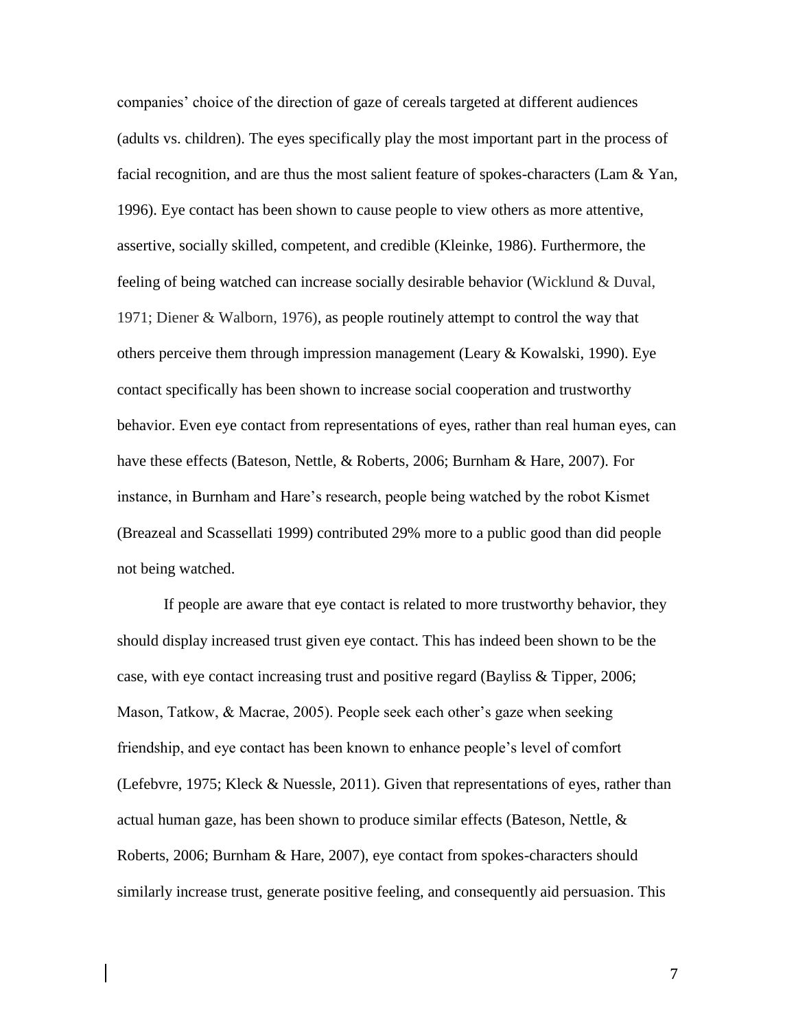companies' choice of the direction of gaze of cereals targeted at different audiences (adults vs. children). The eyes specifically play the most important part in the process of facial recognition, and are thus the most salient feature of spokes-characters (Lam & Yan, 1996). Eye contact has been shown to cause people to view others as more attentive, assertive, socially skilled, competent, and credible (Kleinke, 1986). Furthermore, the feeling of being watched can increase socially desirable behavior (Wicklund & Duval, 1971; Diener & Walborn, 1976), as people routinely attempt to control the way that others perceive them through impression management (Leary & Kowalski, 1990). Eye contact specifically has been shown to increase social cooperation and trustworthy behavior. Even eye contact from representations of eyes, rather than real human eyes, can have these effects (Bateson, Nettle, & Roberts, 2006; Burnham & Hare, 2007). For instance, in Burnham and Hare's research, people being watched by the robot Kismet (Breazeal and Scassellati 1999) contributed 29% more to a public good than did people not being watched.

If people are aware that eye contact is related to more trustworthy behavior, they should display increased trust given eye contact. This has indeed been shown to be the case, with eye contact increasing trust and positive regard (Bayliss & Tipper, 2006; Mason, Tatkow, & Macrae, 2005). People seek each other's gaze when seeking friendship, and eye contact has been known to enhance people's level of comfort (Lefebvre, 1975; Kleck & Nuessle, 2011). Given that representations of eyes, rather than actual human gaze, has been shown to produce similar effects (Bateson, Nettle, & Roberts, 2006; Burnham & Hare, 2007), eye contact from spokes-characters should similarly increase trust, generate positive feeling, and consequently aid persuasion. This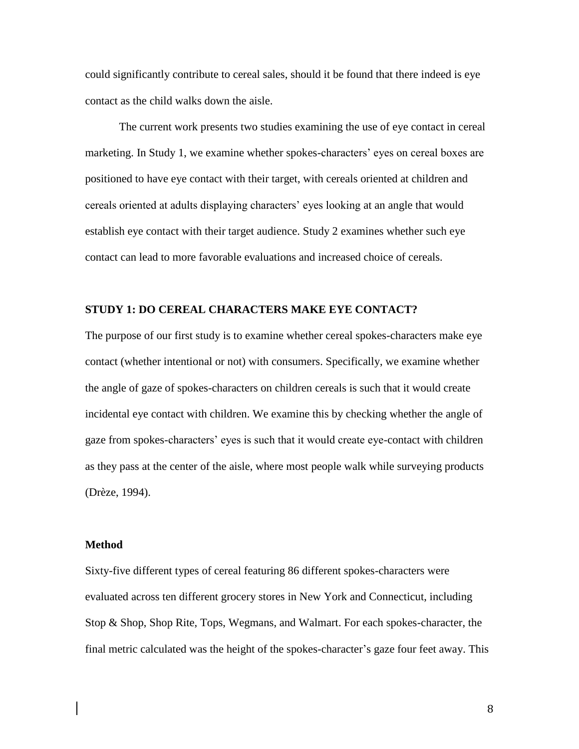could significantly contribute to cereal sales, should it be found that there indeed is eye contact as the child walks down the aisle.

The current work presents two studies examining the use of eye contact in cereal marketing. In Study 1, we examine whether spokes-characters' eyes on cereal boxes are positioned to have eye contact with their target, with cereals oriented at children and cereals oriented at adults displaying characters' eyes looking at an angle that would establish eye contact with their target audience. Study 2 examines whether such eye contact can lead to more favorable evaluations and increased choice of cereals.

## STUDY 1: DO CEREAL CHARACTERS MAKE EYE CONTACT?

The purpose of our first study is to examine whether cereal spokes-characters make eye contact (whether intentional or not) with consumers. Specifically, we examine whether the angle of gaze of spokes-characters on children cereals is such that it would create incidental eye contact with children. We examine this by checking whether the angle of gaze from spokes-characters' eyes is such that it would create eye-contact with children as they pass at the center of the aisle, where most people walk while surveying products (Drèze, 1994).

### Method

Sixty-five different types of cereal featuring 86 different spokes-characters were evaluated across ten different grocery stores in New York and Connecticut, including Stop & Shop, Shop Rite, Tops, Wegmans, and Walmart. For each spokes-character, the final metric calculated was the height of the spokes-character's gaze four feet away. This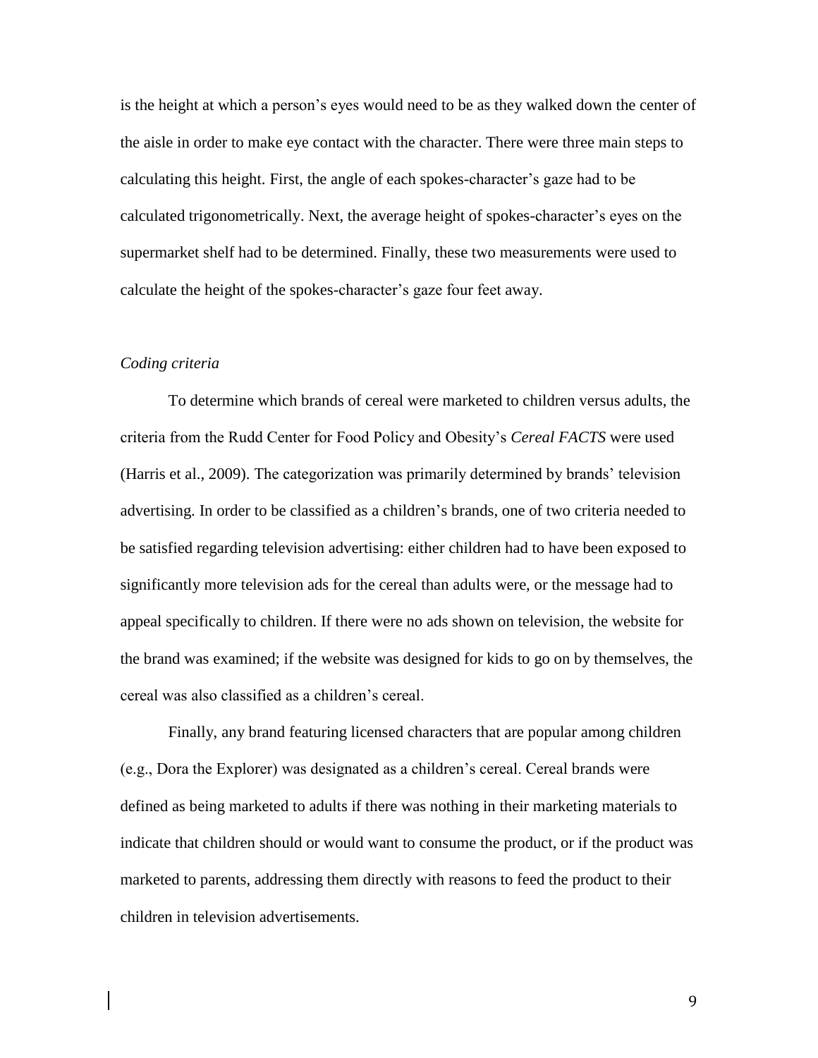is the height at which a person's eyes would need to be as they walked down the center of the aisle in order to make eye contact with the character. There were three main steps to calculating this height. First, the angle of each spokes-character's gaze had to be calculated trigonometrically. Next, the average height of spokes-character's eyes on the supermarket shelf had to be determined. Finally, these two measurements were used to calculate the height of the spokes-character's gaze four feet away.

*Coding criteria*

To determine which brands of cereal were marketed to children versus adults, the criteria from the Rudd Center for Food Policy and Obesity's *Cereal FACTS* were used (Harris et al., 2009). The categorization was primarily determined by brands' television advertising. In order to be classified as a children's brands, one of two criteria needed to be satisfied regarding television advertising: either children had to have been exposed to significantly more television ads for the cereal than adults were, or the message had to appeal specifically to children. If there were no ads shown on television, the website for the brand was examined; if the website was designed for kids to go on by themselves, the cereal was also classified as a children's cereal.

Finally, any brand featuring licensed characters that are popular among children (e.g., Dora the Explorer) was designated as a children's cereal. Cereal brands were defined as being marketed to adults if there was nothing in their marketing materials to indicate that children should or would want to consume the product, or if the product was marketed to parents, addressing them directly with reasons to feed the product to their children in television advertisements.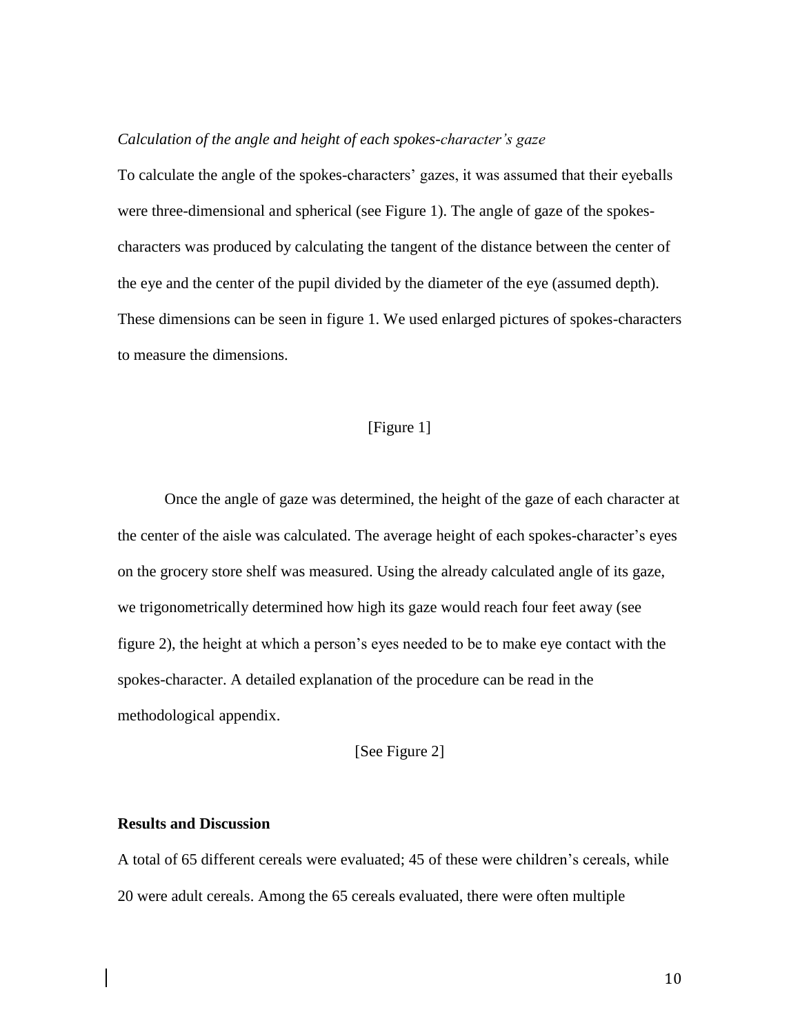*Calculation of the angle and height of each spokes-character's gaze*

To calculate the angle of the spokes-characters' gazes, it was assumed that their eyeballs were three-dimensional and spherical (see Figure 1). The angle of gaze of the spokes-characters was produced by calculating the tangent of the distance between the center of the eye and the center of the pupil divided by the diameter of the eye (assumed depth). These dimensions can be seen in figure 1. We used enlarged pictures of spokes-characters to measure the dimensions.

[Figure 1]

Once the angle of gaze was determined, the height of the gaze of each character at the center of the aisle was calculated. The average height of each spokes-character's eyes on the grocery store shelf was measured. Using the already calculated angle of its gaze, we trigonometrically determined how high its gaze would reach four feet away (see figure 2), the height at which a person's eyes needed to be to make eye contact with the spokes-character. A detailed explanation of the procedure can be read in the methodological appendix.

[See Figure 2]

**Results and Discussion**

A total of 65 different cereals were evaluated; 45 of these were children's cereals, while 20 were adult cereals. Among the 65 cereals evaluated, there were often multiple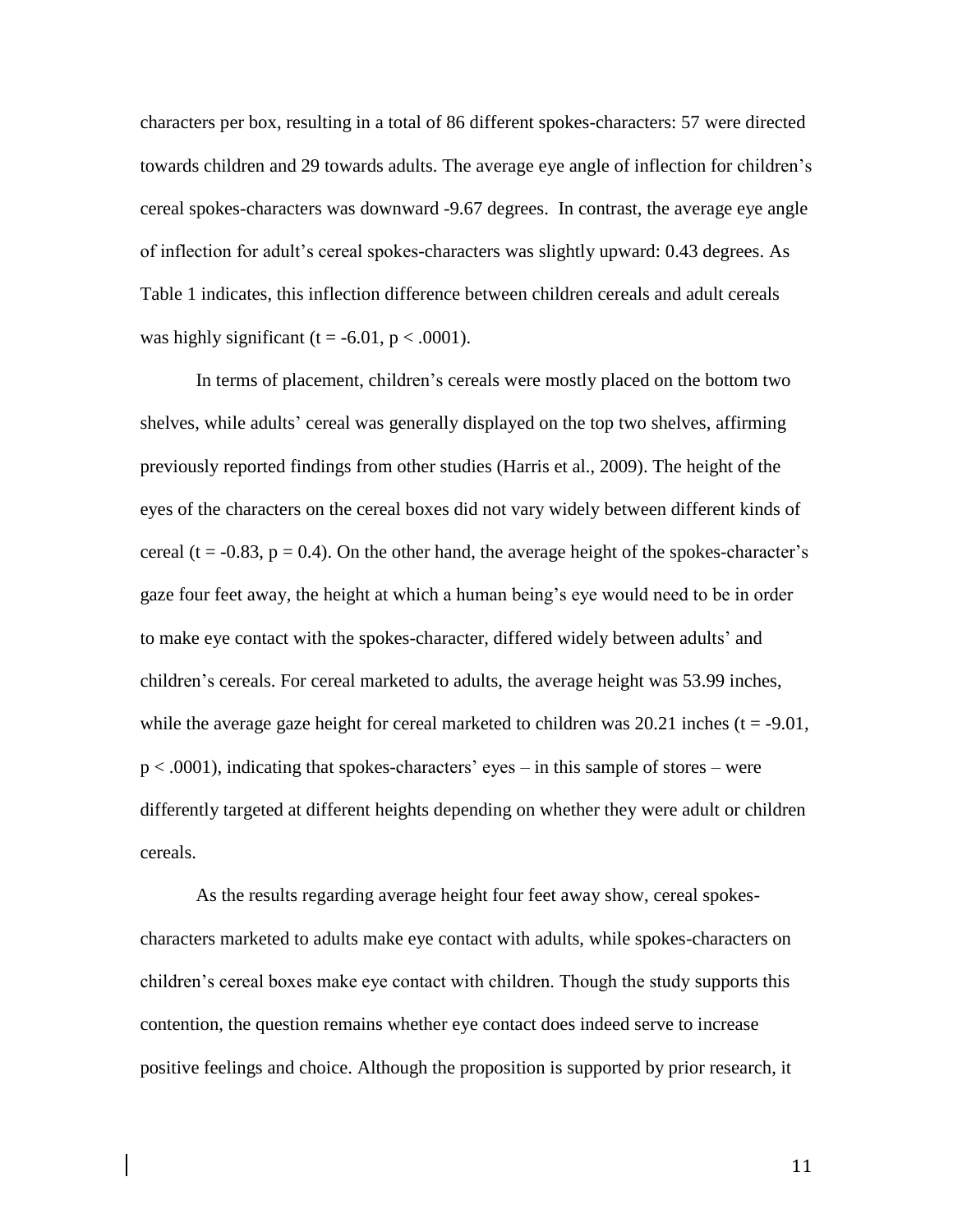characters per box, resulting in a total of 86 different spokes-characters: 57 were directed towards children and 29 towards adults. The average eye angle of inflection for children's cereal spokes-characters was downward -9.67 degrees. In contrast, the average eye angle of inflection for adult's cereal spokes-characters was slightly upward: 0.43 degrees. As Table 1 indicates, this inflection difference between children cereals and adult cereals was highly significant ($t = -6.01$, $p < .0001$).

In terms of placement, children's cereals were mostly placed on the bottom two shelves, while adults' cereal was generally displayed on the top two shelves, affirming previously reported findings from other studies (Harris et al., 2009). The height of the eyes of the characters on the cereal boxes did not vary widely between different kinds of cereal ($t = -0.83$, $p = 0.4$). On the other hand, the average height of the spokes-character's gaze four feet away, the height at which a human being's eye would need to be in order to make eye contact with the spokes-character, differed widely between adults' and children's cereals. For cereal marketed to adults, the average height was 53.99 inches, while the average gaze height for cereal marketed to children was 20.21 inches ($t = -9.01$, $p < .0001$), indicating that spokes-characters' eyes – in this sample of stores – were differently targeted at different heights depending on whether they were adult or children cereals.

As the results regarding average height four feet away show, cereal spokes-characters marketed to adults make eye contact with adults, while spokes-characters on children's cereal boxes make eye contact with children. Though the study supports this contention, the question remains whether eye contact does indeed serve to increase positive feelings and choice. Although the proposition is supported by prior research, it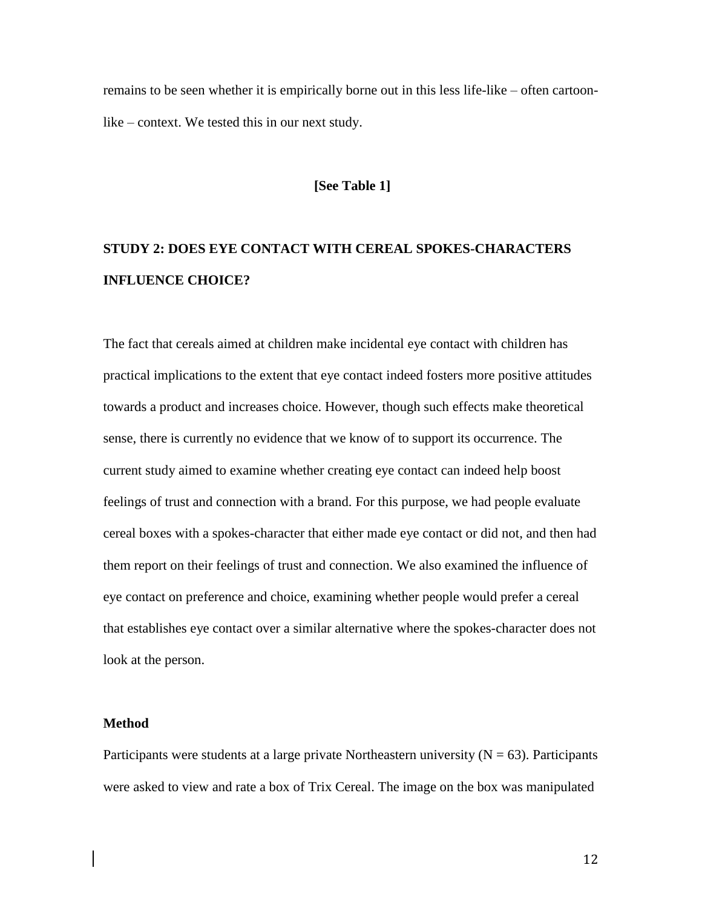remains to be seen whether it is empirically borne out in this less life-like – often cartoon-like – context. We tested this in our next study.

**[See Table 1]**

## STUDY 2: DOES EYE CONTACT WITH CEREAL SPOKES-CHARACTERS INFLUENCE CHOICE?

The fact that cereals aimed at children make incidental eye contact with children has practical implications to the extent that eye contact indeed fosters more positive attitudes towards a product and increases choice. However, though such effects make theoretical sense, there is currently no evidence that we know of to support its occurrence. The current study aimed to examine whether creating eye contact can indeed help boost feelings of trust and connection with a brand. For this purpose, we had people evaluate cereal boxes with a spokes-character that either made eye contact or did not, and then had them report on their feelings of trust and connection. We also examined the influence of eye contact on preference and choice, examining whether people would prefer a cereal that establishes eye contact over a similar alternative where the spokes-character does not look at the person.

### Method

Participants were students at a large private Northeastern university ($N = 63$). Participants were asked to view and rate a box of Trix Cereal. The image on the box was manipulated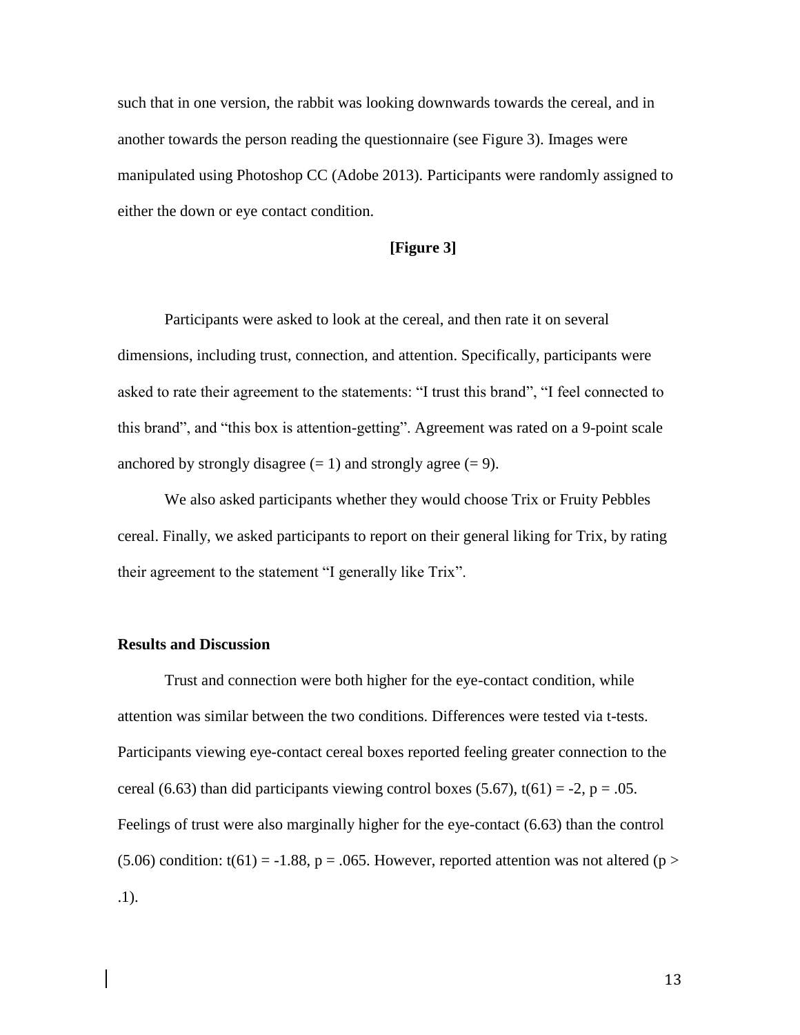such that in one version, the rabbit was looking downwards towards the cereal, and in another towards the person reading the questionnaire (see Figure 3). Images were manipulated using Photoshop CC (Adobe 2013). Participants were randomly assigned to either the down or eye contact condition.

**[Figure 3]**

Participants were asked to look at the cereal, and then rate it on several dimensions, including trust, connection, and attention. Specifically, participants were asked to rate their agreement to the statements: "I trust this brand", "I feel connected to this brand", and "this box is attention-getting". Agreement was rated on a 9-point scale anchored by strongly disagree (= 1) and strongly agree (= 9).

We also asked participants whether they would choose Trix or Fruity Pebbles cereal. Finally, we asked participants to report on their general liking for Trix, by rating their agreement to the statement "I generally like Trix".

### Results and Discussion

Trust and connection were both higher for the eye-contact condition, while attention was similar between the two conditions. Differences were tested via t-tests. Participants viewing eye-contact cereal boxes reported feeling greater connection to the cereal (6.63) than did participants viewing control boxes (5.67), $t(61) = -2$, $p = .05$. Feelings of trust were also marginally higher for the eye-contact (6.63) than the control (5.06) condition: $t(61) = -1.88$, $p = .065$. However, reported attention was not altered ($p > .1$).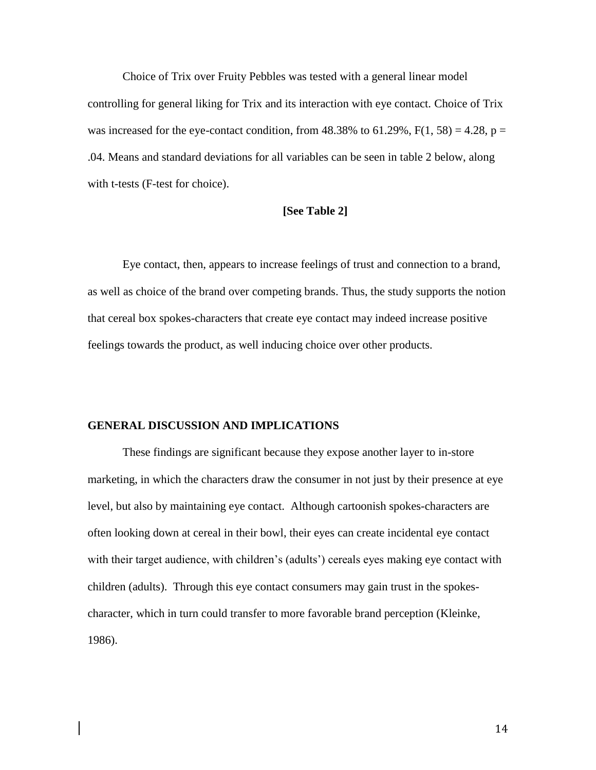Choice of Trix over Fruity Pebbles was tested with a general linear model controlling for general liking for Trix and its interaction with eye contact. Choice of Trix was increased for the eye-contact condition, from 48.38% to 61.29%, $F(1, 58) = 4.28$, $p = .04$. Means and standard deviations for all variables can be seen in table 2 below, along with t-tests (F-test for choice).

**[See Table 2]**

Eye contact, then, appears to increase feelings of trust and connection to a brand, as well as choice of the brand over competing brands. Thus, the study supports the notion that cereal box spokes-characters that create eye contact may indeed increase positive feelings towards the product, as well inducing choice over other products.

## GENERAL DISCUSSION AND IMPLICATIONS

These findings are significant because they expose another layer to in-store marketing, in which the characters draw the consumer in not just by their presence at eye level, but also by maintaining eye contact. Although cartoonish spokes-characters are often looking down at cereal in their bowl, their eyes can create incidental eye contact with their target audience, with children's (adults') cereals eyes making eye contact with children (adults). Through this eye contact consumers may gain trust in the spokes-character, which in turn could transfer to more favorable brand perception (Kleinke, 1986).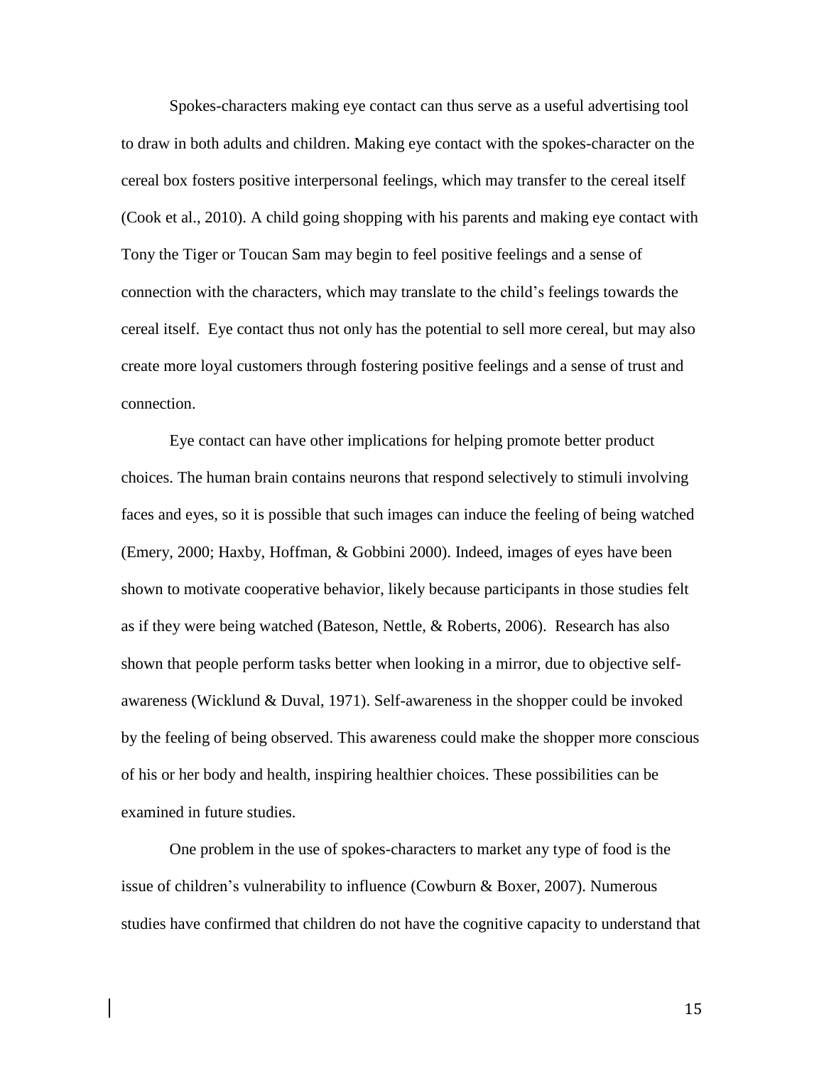Spokes-characters making eye contact can thus serve as a useful advertising tool to draw in both adults and children. Making eye contact with the spokes-character on the cereal box fosters positive interpersonal feelings, which may transfer to the cereal itself (Cook et al., 2010). A child going shopping with his parents and making eye contact with Tony the Tiger or Toucan Sam may begin to feel positive feelings and a sense of connection with the characters, which may translate to the child's feelings towards the cereal itself. Eye contact thus not only has the potential to sell more cereal, but may also create more loyal customers through fostering positive feelings and a sense of trust and connection.

Eye contact can have other implications for helping promote better product choices. The human brain contains neurons that respond selectively to stimuli involving faces and eyes, so it is possible that such images can induce the feeling of being watched (Emery, 2000; Haxby, Hoffman, & Gobbini 2000). Indeed, images of eyes have been shown to motivate cooperative behavior, likely because participants in those studies felt as if they were being watched (Bateson, Nettle, & Roberts, 2006). Research has also shown that people perform tasks better when looking in a mirror, due to objective self-awareness (Wicklund & Duval, 1971). Self-awareness in the shopper could be invoked by the feeling of being observed. This awareness could make the shopper more conscious of his or her body and health, inspiring healthier choices. These possibilities can be examined in future studies.

One problem in the use of spokes-characters to market any type of food is the issue of children's vulnerability to influence (Cowburn & Boxer, 2007). Numerous studies have confirmed that children do not have the cognitive capacity to understand that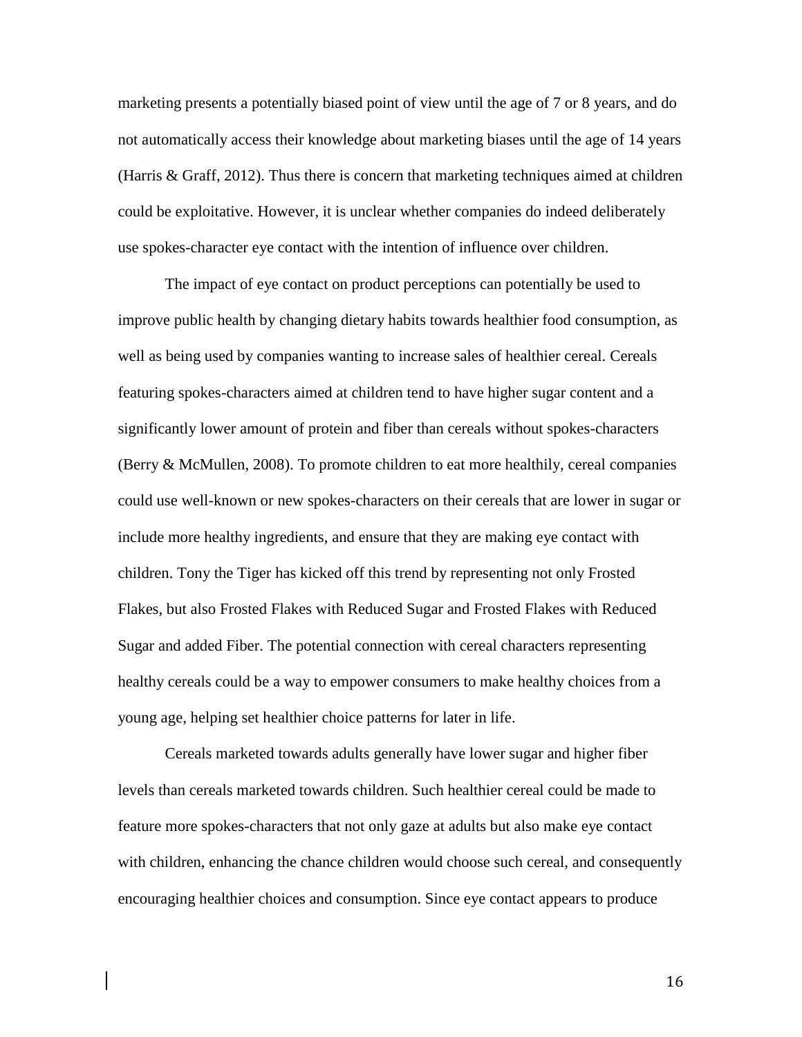marketing presents a potentially biased point of view until the age of 7 or 8 years, and do not automatically access their knowledge about marketing biases until the age of 14 years (Harris & Graff, 2012). Thus there is concern that marketing techniques aimed at children could be exploitative. However, it is unclear whether companies do indeed deliberately use spokes-character eye contact with the intention of influence over children.

The impact of eye contact on product perceptions can potentially be used to improve public health by changing dietary habits towards healthier food consumption, as well as being used by companies wanting to increase sales of healthier cereal. Cereals featuring spokes-characters aimed at children tend to have higher sugar content and a significantly lower amount of protein and fiber than cereals without spokes-characters (Berry & McMullen, 2008). To promote children to eat more healthily, cereal companies could use well-known or new spokes-characters on their cereals that are lower in sugar or include more healthy ingredients, and ensure that they are making eye contact with children. Tony the Tiger has kicked off this trend by representing not only Frosted Flakes, but also Frosted Flakes with Reduced Sugar and Frosted Flakes with Reduced Sugar and added Fiber. The potential connection with cereal characters representing healthy cereals could be a way to empower consumers to make healthy choices from a young age, helping set healthier choice patterns for later in life.

Cereals marketed towards adults generally have lower sugar and higher fiber levels than cereals marketed towards children. Such healthier cereal could be made to feature more spokes-characters that not only gaze at adults but also make eye contact with children, enhancing the chance children would choose such cereal, and consequently encouraging healthier choices and consumption. Since eye contact appears to produce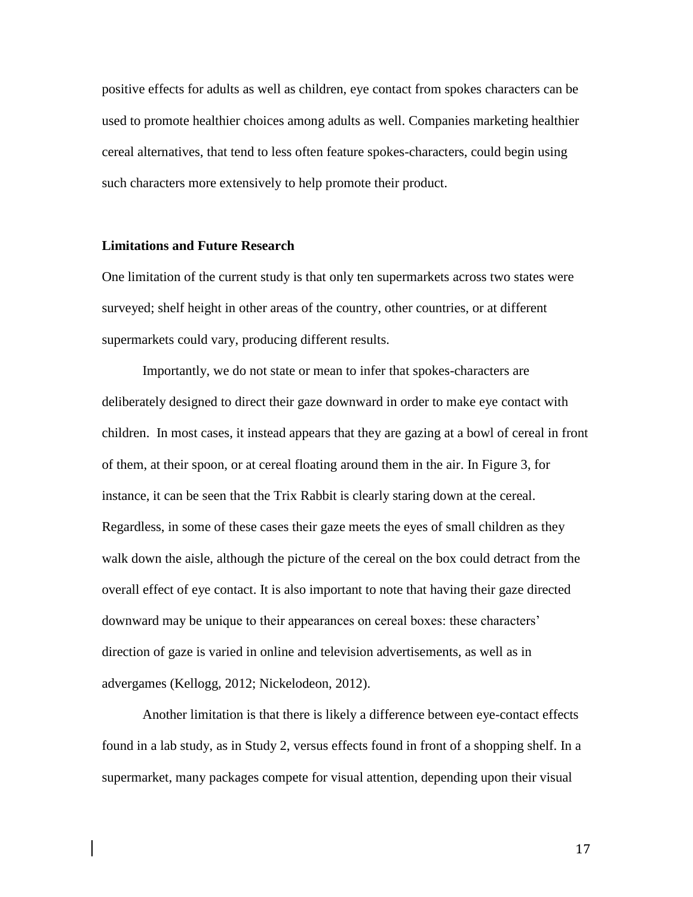positive effects for adults as well as children, eye contact from spokes characters can be used to promote healthier choices among adults as well. Companies marketing healthier cereal alternatives, that tend to less often feature spokes-characters, could begin using such characters more extensively to help promote their product.

**Limitations and Future Research**

One limitation of the current study is that only ten supermarkets across two states were surveyed; shelf height in other areas of the country, other countries, or at different supermarkets could vary, producing different results.

Importantly, we do not state or mean to infer that spokes-characters are deliberately designed to direct their gaze downward in order to make eye contact with children. In most cases, it instead appears that they are gazing at a bowl of cereal in front of them, at their spoon, or at cereal floating around them in the air. In Figure 3, for instance, it can be seen that the Trix Rabbit is clearly staring down at the cereal. Regardless, in some of these cases their gaze meets the eyes of small children as they walk down the aisle, although the picture of the cereal on the box could detract from the overall effect of eye contact. It is also important to note that having their gaze directed downward may be unique to their appearances on cereal boxes: these characters' direction of gaze is varied in online and television advertisements, as well as in advergames (Kellogg, 2012; Nickelodeon, 2012).

Another limitation is that there is likely a difference between eye-contact effects found in a lab study, as in Study 2, versus effects found in front of a shopping shelf. In a supermarket, many packages compete for visual attention, depending upon their visual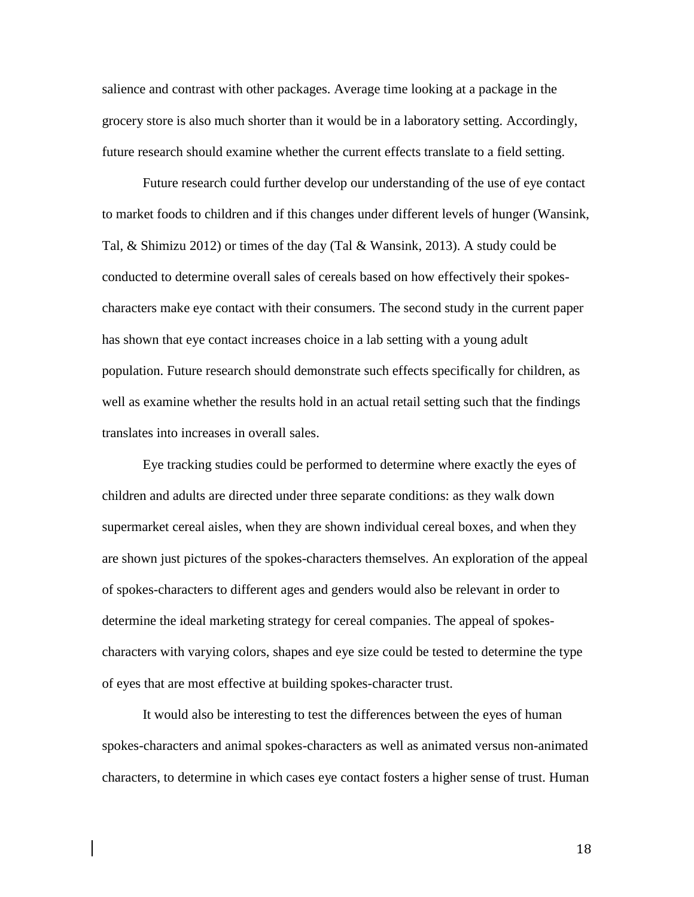salience and contrast with other packages. Average time looking at a package in the grocery store is also much shorter than it would be in a laboratory setting. Accordingly, future research should examine whether the current effects translate to a field setting.

Future research could further develop our understanding of the use of eye contact to market foods to children and if this changes under different levels of hunger (Wansink, Tal, & Shimizu 2012) or times of the day (Tal & Wansink, 2013). A study could be conducted to determine overall sales of cereals based on how effectively their spokes-characters make eye contact with their consumers. The second study in the current paper has shown that eye contact increases choice in a lab setting with a young adult population. Future research should demonstrate such effects specifically for children, as well as examine whether the results hold in an actual retail setting such that the findings translates into increases in overall sales.

Eye tracking studies could be performed to determine where exactly the eyes of children and adults are directed under three separate conditions: as they walk down supermarket cereal aisles, when they are shown individual cereal boxes, and when they are shown just pictures of the spokes-characters themselves. An exploration of the appeal of spokes-characters to different ages and genders would also be relevant in order to determine the ideal marketing strategy for cereal companies. The appeal of spokes-characters with varying colors, shapes and eye size could be tested to determine the type of eyes that are most effective at building spokes-character trust.

It would also be interesting to test the differences between the eyes of human spokes-characters and animal spokes-characters as well as animated versus non-animated characters, to determine in which cases eye contact fosters a higher sense of trust. Human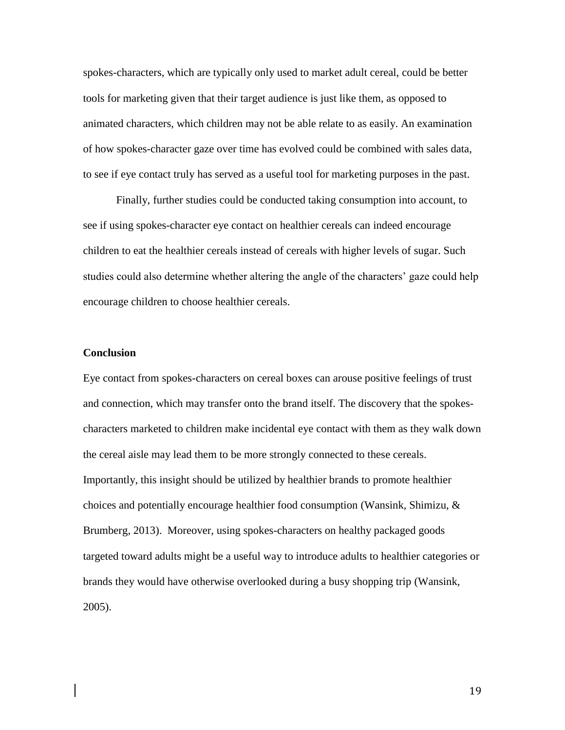spokes-characters, which are typically only used to market adult cereal, could be better tools for marketing given that their target audience is just like them, as opposed to animated characters, which children may not be able relate to as easily. An examination of how spokes-character gaze over time has evolved could be combined with sales data, to see if eye contact truly has served as a useful tool for marketing purposes in the past.

Finally, further studies could be conducted taking consumption into account, to see if using spokes-character eye contact on healthier cereals can indeed encourage children to eat the healthier cereals instead of cereals with higher levels of sugar. Such studies could also determine whether altering the angle of the characters' gaze could help encourage children to choose healthier cereals.

### Conclusion

Eye contact from spokes-characters on cereal boxes can arouse positive feelings of trust and connection, which may transfer onto the brand itself. The discovery that the spokes-characters marketed to children make incidental eye contact with them as they walk down the cereal aisle may lead them to be more strongly connected to these cereals. Importantly, this insight should be utilized by healthier brands to promote healthier choices and potentially encourage healthier food consumption (Wansink, Shimizu, & Brumberg, 2013). Moreover, using spokes-characters on healthy packaged goods targeted toward adults might be a useful way to introduce adults to healthier categories or brands they would have otherwise overlooked during a busy shopping trip (Wansink, 2005).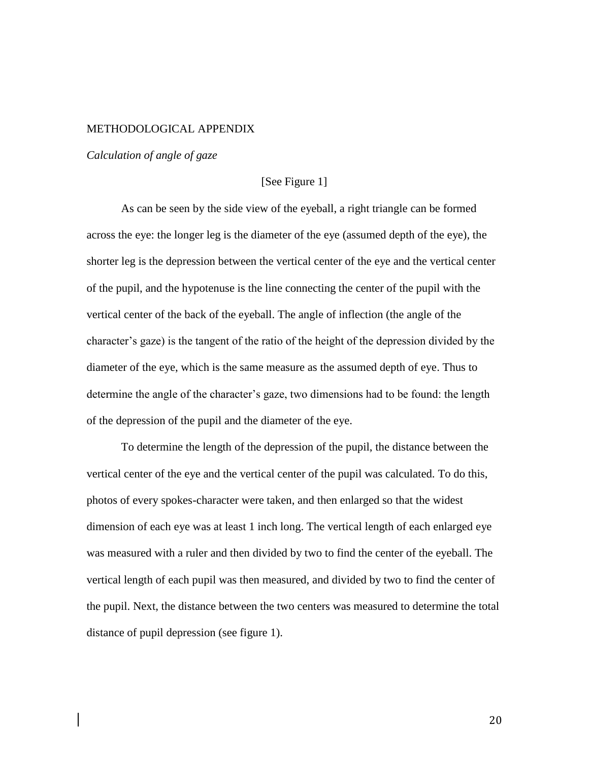## METHODOLOGICAL APPENDIX

### *Calculation of angle of gaze*

[See Figure 1]

As can be seen by the side view of the eyeball, a right triangle can be formed across the eye: the longer leg is the diameter of the eye (assumed depth of the eye), the shorter leg is the depression between the vertical center of the eye and the vertical center of the pupil, and the hypotenuse is the line connecting the center of the pupil with the vertical center of the back of the eyeball. The angle of inflection (the angle of the character's gaze) is the tangent of the ratio of the height of the depression divided by the diameter of the eye, which is the same measure as the assumed depth of eye. Thus to determine the angle of the character's gaze, two dimensions had to be found: the length of the depression of the pupil and the diameter of the eye.

To determine the length of the depression of the pupil, the distance between the vertical center of the eye and the vertical center of the pupil was calculated. To do this, photos of every spokes-character were taken, and then enlarged so that the widest dimension of each eye was at least 1 inch long. The vertical length of each enlarged eye was measured with a ruler and then divided by two to find the center of the eyeball. The vertical length of each pupil was then measured, and divided by two to find the center of the pupil. Next, the distance between the two centers was measured to determine the total distance of pupil depression (see figure 1).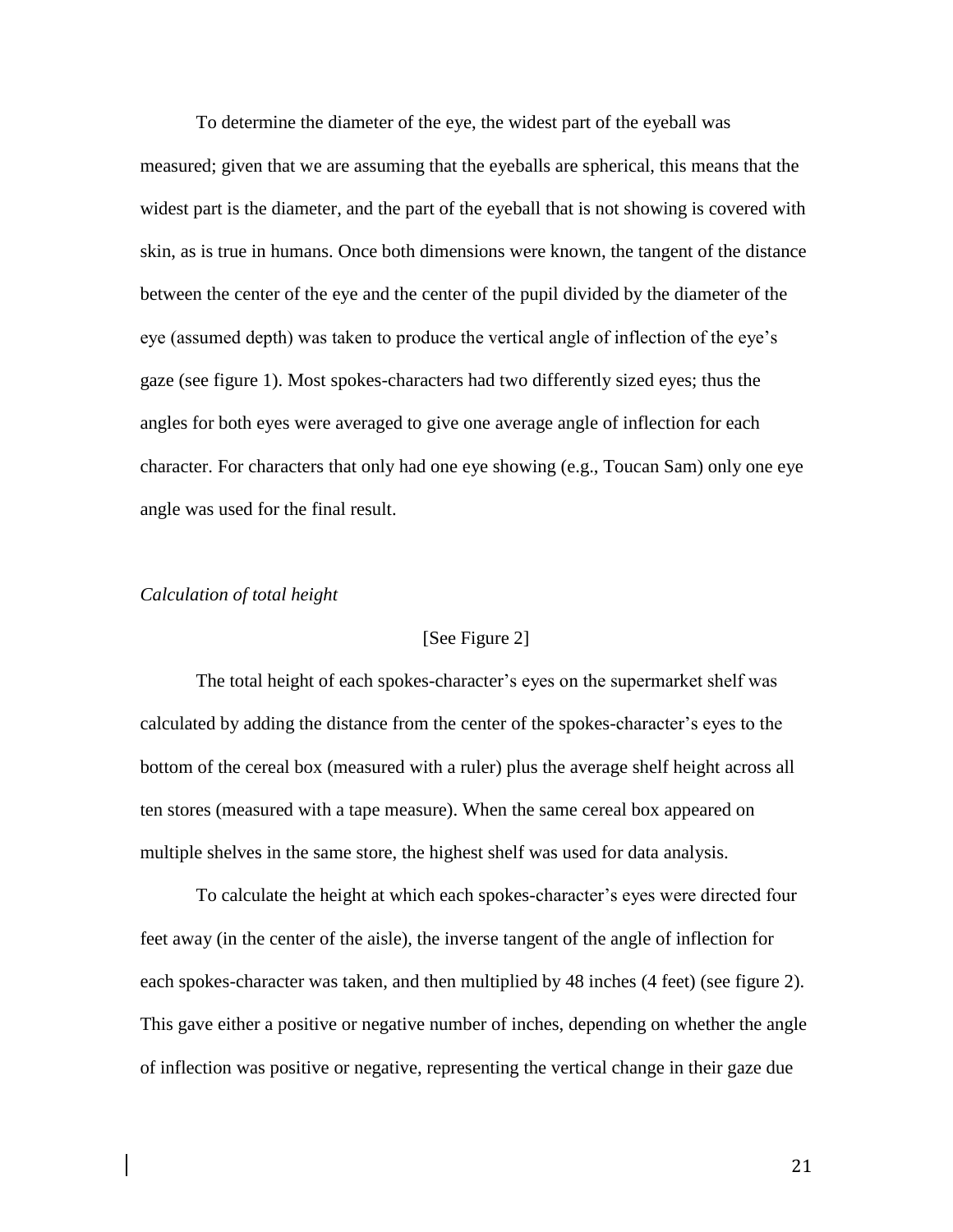To determine the diameter of the eye, the widest part of the eyeball was measured; given that we are assuming that the eyeballs are spherical, this means that the widest part is the diameter, and the part of the eyeball that is not showing is covered with skin, as is true in humans. Once both dimensions were known, the tangent of the distance between the center of the eye and the center of the pupil divided by the diameter of the eye (assumed depth) was taken to produce the vertical angle of inflection of the eye's gaze (see figure 1). Most spokes-characters had two differently sized eyes; thus the angles for both eyes were averaged to give one average angle of inflection for each character. For characters that only had one eye showing (e.g., Toucan Sam) only one eye angle was used for the final result.

*Calculation of total height*

[See Figure 2]

The total height of each spokes-character's eyes on the supermarket shelf was calculated by adding the distance from the center of the spokes-character's eyes to the bottom of the cereal box (measured with a ruler) plus the average shelf height across all ten stores (measured with a tape measure). When the same cereal box appeared on multiple shelves in the same store, the highest shelf was used for data analysis.

To calculate the height at which each spokes-character's eyes were directed four feet away (in the center of the aisle), the inverse tangent of the angle of inflection for each spokes-character was taken, and then multiplied by 48 inches (4 feet) (see figure 2). This gave either a positive or negative number of inches, depending on whether the angle of inflection was positive or negative, representing the vertical change in their gaze due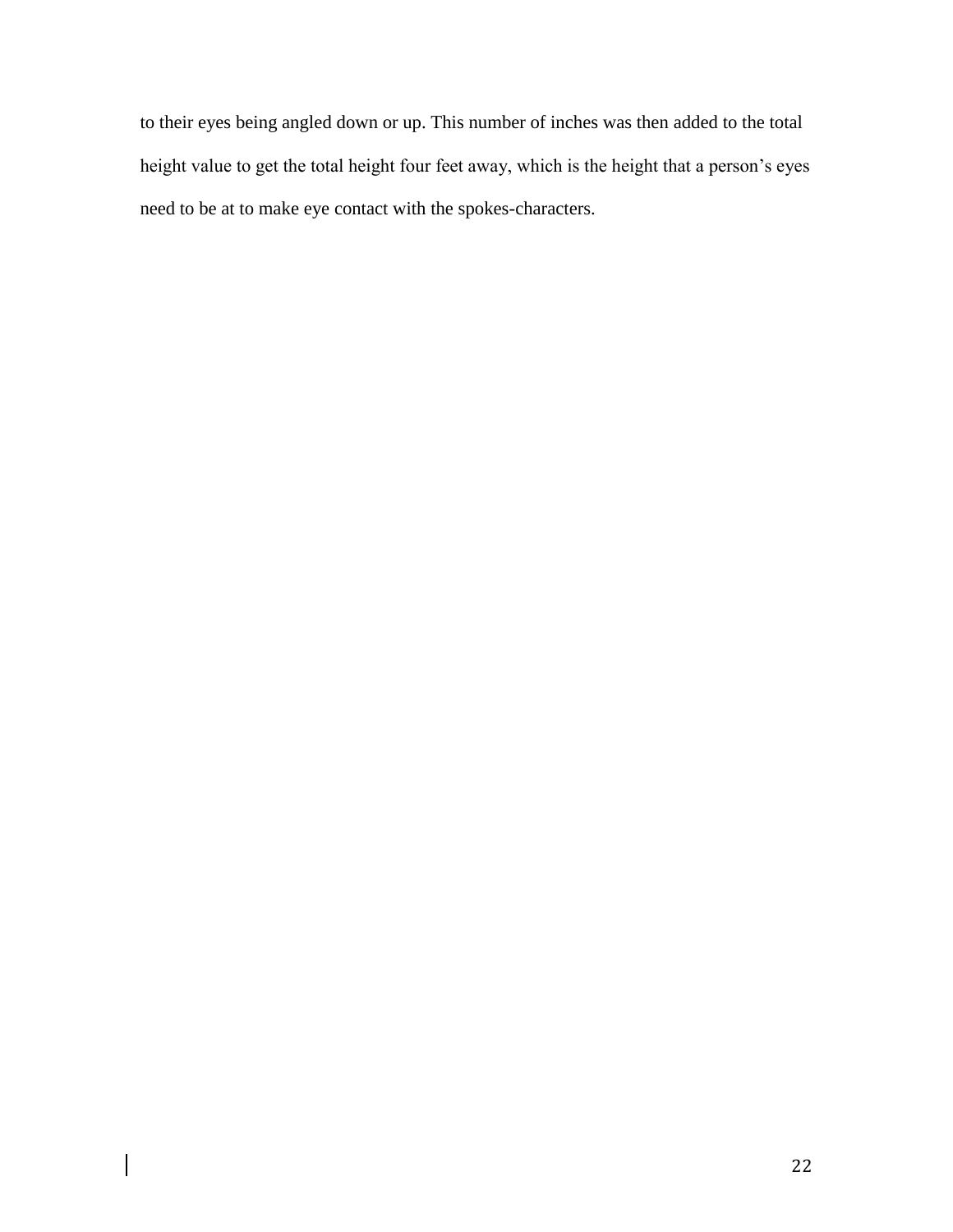to their eyes being angled down or up. This number of inches was then added to the total height value to get the total height four feet away, which is the height that a person's eyes need to be at to make eye contact with the spokes-characters.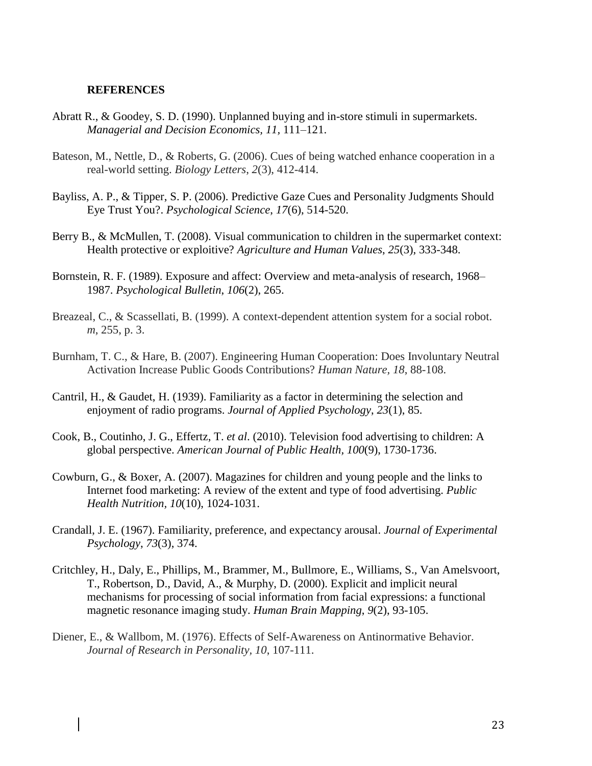**REFERENCES**

Abratt R., & Goodey, S. D. (1990). Unplanned buying and in-store stimuli in supermarkets. *Managerial and Decision Economics, 11*, 111–121.

Bateson, M., Nettle, D., & Roberts, G. (2006). Cues of being watched enhance cooperation in a real-world setting. *Biology Letters*, *2*(3), 412-414.

Bayliss, A. P., & Tipper, S. P. (2006). Predictive Gaze Cues and Personality Judgments Should Eye Trust You?. *Psychological Science*, *17*(6), 514-520.

Berry B., & McMullen, T. (2008). Visual communication to children in the supermarket context: Health protective or exploitive? *Agriculture and Human Values*, *25*(3), 333-348.

Bornstein, R. F. (1989). Exposure and affect: Overview and meta-analysis of research, 1968–1987. *Psychological Bulletin*, *106*(2), 265.

Breazeal, C., & Scassellati, B. (1999). A context-dependent attention system for a social robot. *m*, 255, p. 3.

Burnham, T. C., & Hare, B. (2007). Engineering Human Cooperation: Does Involuntary Neutral Activation Increase Public Goods Contributions? *Human Nature, 18*, 88-108.

Cantril, H., & Gaudet, H. (1939). Familiarity as a factor in determining the selection and enjoyment of radio programs. *Journal of Applied Psychology*, *23*(1), 85.

Cook, B., Coutinho, J. G., Effertz, T. *et al*. (2010). Television food advertising to children: A global perspective. *American Journal of Public Health, 100*(9), 1730-1736.

Cowburn, G., & Boxer, A. (2007). Magazines for children and young people and the links to Internet food marketing: A review of the extent and type of food advertising. *Public Health Nutrition, 10*(10), 1024-1031.

Crandall, J. E. (1967). Familiarity, preference, and expectancy arousal. *Journal of Experimental Psychology*, *73*(3), 374.

Critchley, H., Daly, E., Phillips, M., Brammer, M., Bullmore, E., Williams, S., Van Amelsvoort, T., Robertson, D., David, A., & Murphy, D. (2000). Explicit and implicit neural mechanisms for processing of social information from facial expressions: a functional magnetic resonance imaging study. *Human Brain Mapping*, *9*(2), 93-105.

Diener, E., & Wallbom, M. (1976). Effects of Self-Awareness on Antinormative Behavior. *Journal of Research in Personality, 10*, 107-111.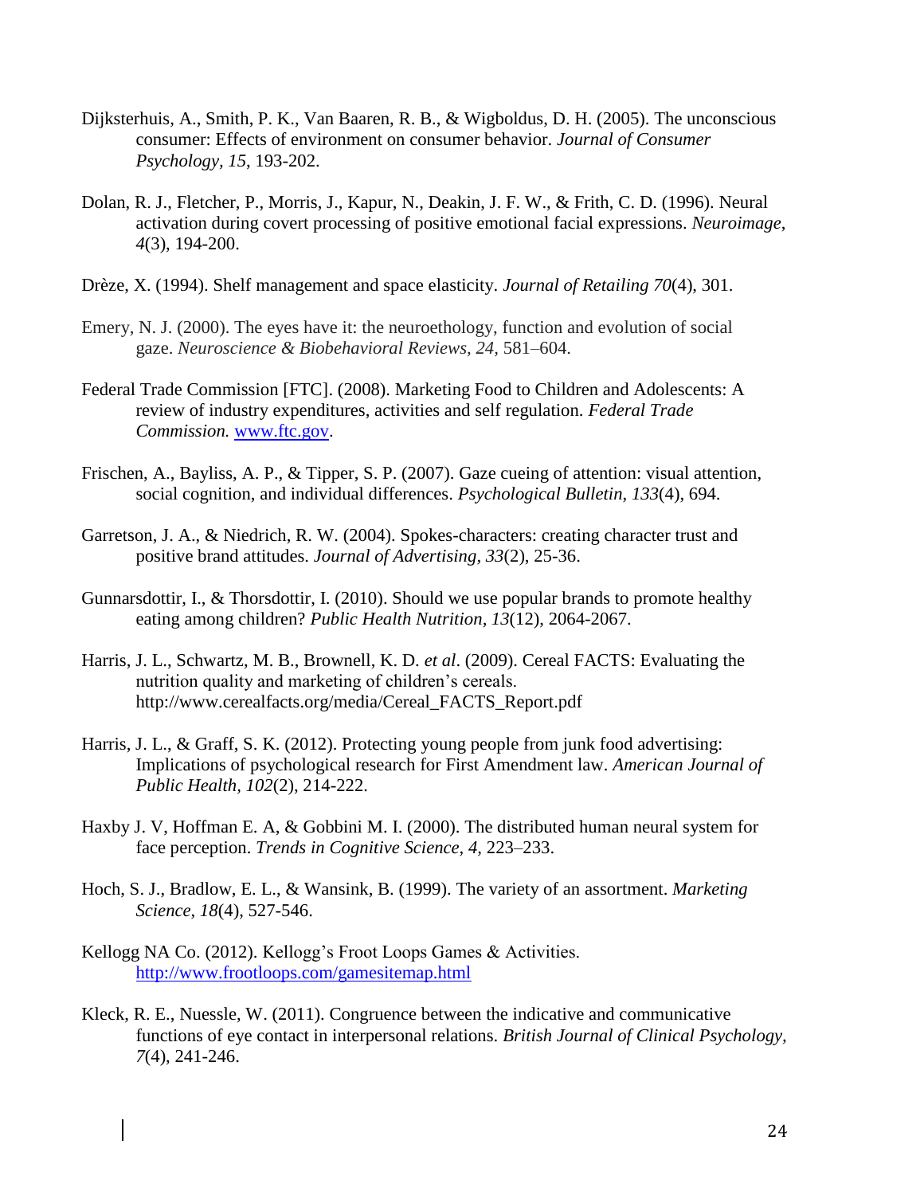Dijksterhuis, A., Smith, P. K., Van Baaren, R. B., & Wigboldus, D. H. (2005). The unconscious consumer: Effects of environment on consumer behavior. *Journal of Consumer Psychology, 15*, 193-202.

Dolan, R. J., Fletcher, P., Morris, J., Kapur, N., Deakin, J. F. W., & Frith, C. D. (1996). Neural activation during covert processing of positive emotional facial expressions. *Neuroimage*, *4*(3), 194-200.

Drèze, X. (1994). Shelf management and space elasticity. *Journal of Retailing 70*(4), 301.

Emery, N. J. (2000). The eyes have it: the neuroethology, function and evolution of social gaze. *Neuroscience & Biobehavioral Reviews, 24,* 581–604.

Federal Trade Commission [FTC]. (2008). Marketing Food to Children and Adolescents: A review of industry expenditures, activities and self regulation. *Federal Trade Commission.* [www.ftc.gov](http://www.ftc.gov).

Frischen, A., Bayliss, A. P., & Tipper, S. P. (2007). Gaze cueing of attention: visual attention, social cognition, and individual differences. *Psychological Bulletin, 133*(4), 694.

Garretson, J. A., & Niedrich, R. W. (2004). Spokes-characters: creating character trust and positive brand attitudes. *Journal of Advertising, 33*(2), 25-36.

Gunnarsdottir, I., & Thorsdottir, I. (2010). Should we use popular brands to promote healthy eating among children? *Public Health Nutrition, 13*(12), 2064-2067.

Harris, J. L., Schwartz, M. B., Brownell, K. D. *et al*. (2009). Cereal FACTS: Evaluating the nutrition quality and marketing of children's cereals. http://www.cerealfacts.org/media/Cereal_FACTS_Report.pdf

Harris, J. L., & Graff, S. K. (2012). Protecting young people from junk food advertising: Implications of psychological research for First Amendment law. *American Journal of Public Health, 102*(2), 214-222.

Haxby J. V, Hoffman E. A, & Gobbini M. I. (2000). The distributed human neural system for face perception. *Trends in Cognitive Science, 4,* 223–233.

Hoch, S. J., Bradlow, E. L., & Wansink, B. (1999). The variety of an assortment. *Marketing Science*, *18*(4), 527-546.

Kellogg NA Co. (2012). Kellogg's Froot Loops Games & Activities. [http://www.frootloops.com/gamesitemap.html](http://www.frootloops.com/gamesitemap.html)

Kleck, R. E., Nuessle, W. (2011). Congruence between the indicative and communicative functions of eye contact in interpersonal relations. *British Journal of Clinical Psychology, 7*(4), 241-246.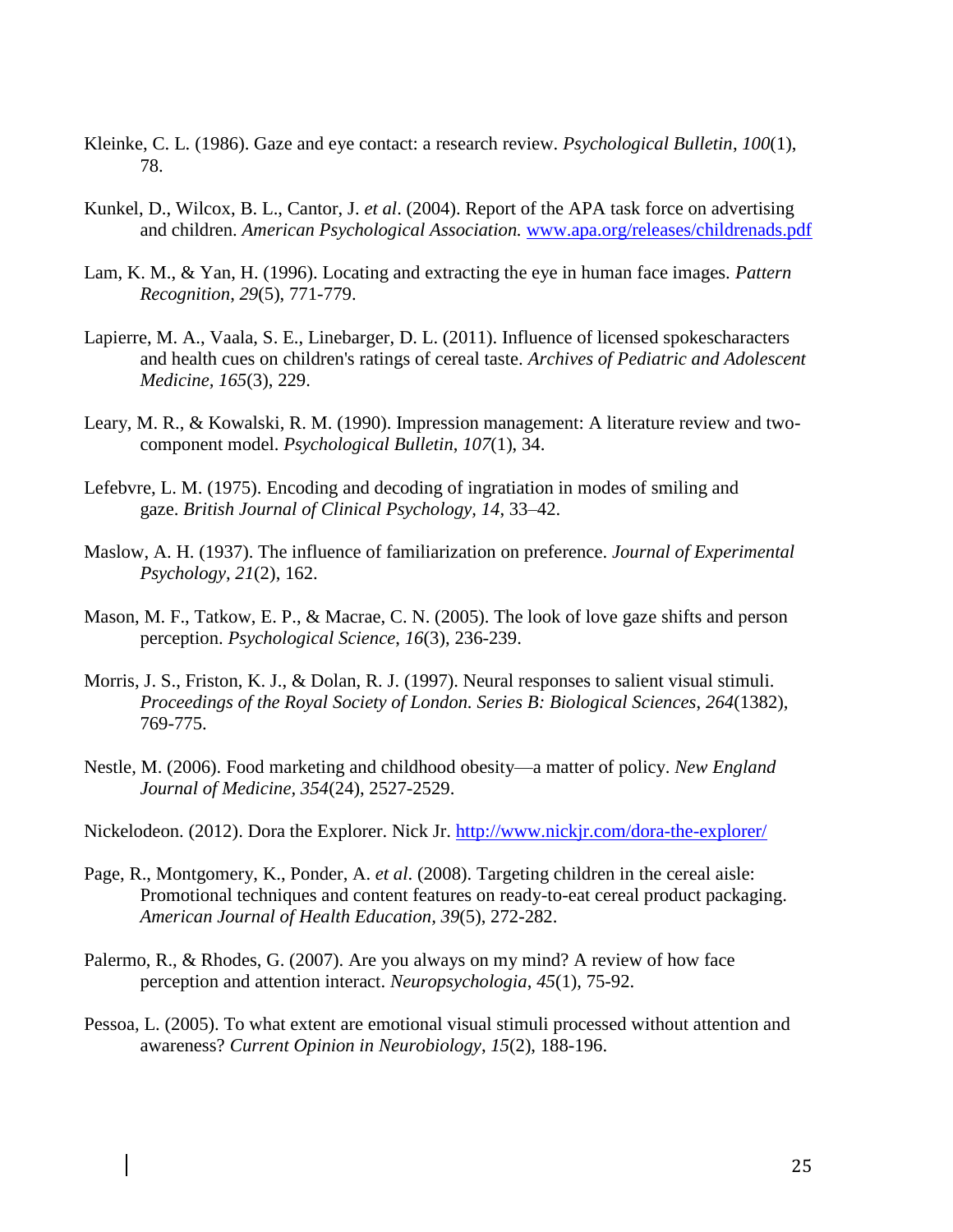Kleinke, C. L. (1986). Gaze and eye contact: a research review. *Psychological Bulletin*, *100*(1), 78.

Kunkel, D., Wilcox, B. L., Cantor, J. *et al*. (2004). Report of the APA task force on advertising and children. *American Psychological Association.* www.apa.org/releases/childrenads.pdf

Lam, K. M., & Yan, H. (1996). Locating and extracting the eye in human face images. *Pattern Recognition*, *29*(5), 771-779.

Lapierre, M. A., Vaala, S. E., Linebarger, D. L. (2011). Influence of licensed spokescharacters and health cues on children's ratings of cereal taste. *Archives of Pediatric and Adolescent Medicine*, *165*(3), 229.

Leary, M. R., & Kowalski, R. M. (1990). Impression management: A literature review and two-component model. *Psychological Bulletin*, *107*(1), 34.

Lefebvre, L. M. (1975). Encoding and decoding of ingratiation in modes of smiling and gaze. *British Journal of Clinical Psychology*, *14*, 33–42.

Maslow, A. H. (1937). The influence of familiarization on preference. *Journal of Experimental Psychology*, *21*(2), 162.

Mason, M. F., Tatkow, E. P., & Macrae, C. N. (2005). The look of love gaze shifts and person perception. *Psychological Science*, *16*(3), 236-239.

Morris, J. S., Friston, K. J., & Dolan, R. J. (1997). Neural responses to salient visual stimuli. *Proceedings of the Royal Society of London. Series B: Biological Sciences*, *264*(1382), 769-775.

Nestle, M. (2006). Food marketing and childhood obesity—a matter of policy. *New England Journal of Medicine*, *354*(24), 2527-2529.

Nickelodeon. (2012). Dora the Explorer. Nick Jr. http://www.nickjr.com/dora-the-explorer/

Page, R., Montgomery, K., Ponder, A. *et al*. (2008). Targeting children in the cereal aisle: Promotional techniques and content features on ready-to-eat cereal product packaging. *American Journal of Health Education*, *39*(5), 272-282.

Palermo, R., & Rhodes, G. (2007). Are you always on my mind? A review of how face perception and attention interact. *Neuropsychologia*, *45*(1), 75-92.

Pessoa, L. (2005). To what extent are emotional visual stimuli processed without attention and awareness? *Current Opinion in Neurobiology*, *15*(2), 188-196.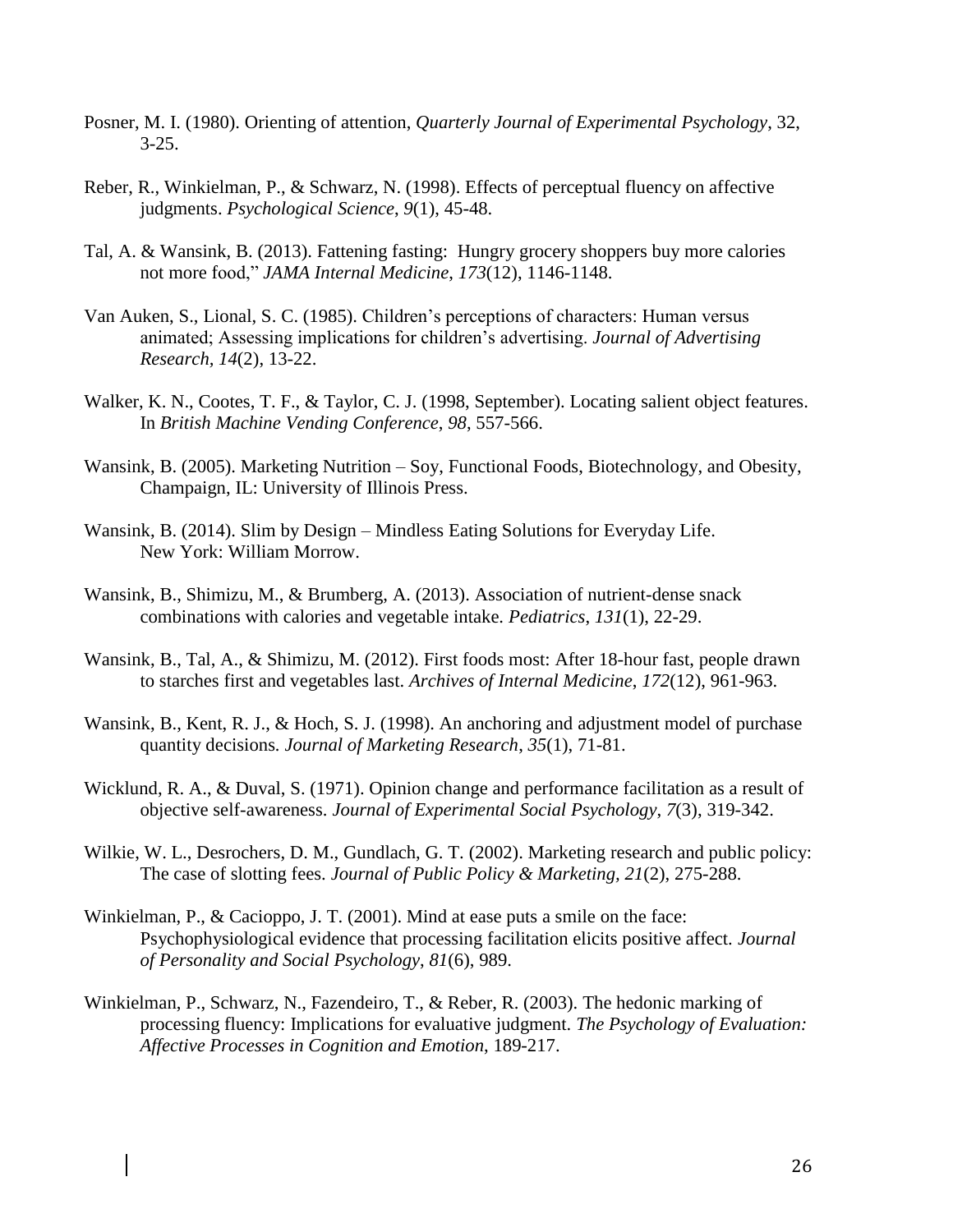Posner, M. I. (1980). Orienting of attention, *Quarterly Journal of Experimental Psychology*, 32, 3-25.

Reber, R., Winkielman, P., & Schwarz, N. (1998). Effects of perceptual fluency on affective judgments. *Psychological Science*, *9*(1), 45-48.

Tal, A. & Wansink, B. (2013). Fattening fasting: Hungry grocery shoppers buy more calories not more food," *JAMA Internal Medicine*, *173*(12), 1146-1148.

Van Auken, S., Lional, S. C. (1985). Children's perceptions of characters: Human versus animated; Assessing implications for children's advertising. *Journal of Advertising Research, 14*(2), 13-22.

Walker, K. N., Cootes, T. F., & Taylor, C. J. (1998, September). Locating salient object features. In *British Machine Vending Conference*, *98*, 557-566.

Wansink, B. (2005). Marketing Nutrition – Soy, Functional Foods, Biotechnology, and Obesity, Champaign, IL: University of Illinois Press.

Wansink, B. (2014). Slim by Design – Mindless Eating Solutions for Everyday Life. New York: William Morrow.

Wansink, B., Shimizu, M., & Brumberg, A. (2013). Association of nutrient-dense snack combinations with calories and vegetable intake. *Pediatrics*, *131*(1), 22-29.

Wansink, B., Tal, A., & Shimizu, M. (2012). First foods most: After 18-hour fast, people drawn to starches first and vegetables last. *Archives of Internal Medicine*, *172*(12), 961-963.

Wansink, B., Kent, R. J., & Hoch, S. J. (1998). An anchoring and adjustment model of purchase quantity decisions. *Journal of Marketing Research*, *35*(1), 71-81.

Wicklund, R. A., & Duval, S. (1971). Opinion change and performance facilitation as a result of objective self-awareness. *Journal of Experimental Social Psychology*, *7*(3), 319-342.

Wilkie, W. L., Desrochers, D. M., Gundlach, G. T. (2002). Marketing research and public policy: The case of slotting fees. *Journal of Public Policy & Marketing*, *21*(2), 275-288.

Winkielman, P., & Cacioppo, J. T. (2001). Mind at ease puts a smile on the face: Psychophysiological evidence that processing facilitation elicits positive affect. *Journal of Personality and Social Psychology*, *81*(6), 989.

Winkielman, P., Schwarz, N., Fazendeiro, T., & Reber, R. (2003). The hedonic marking of processing fluency: Implications for evaluative judgment. *The Psychology of Evaluation: Affective Processes in Cognition and Emotion*, 189-217.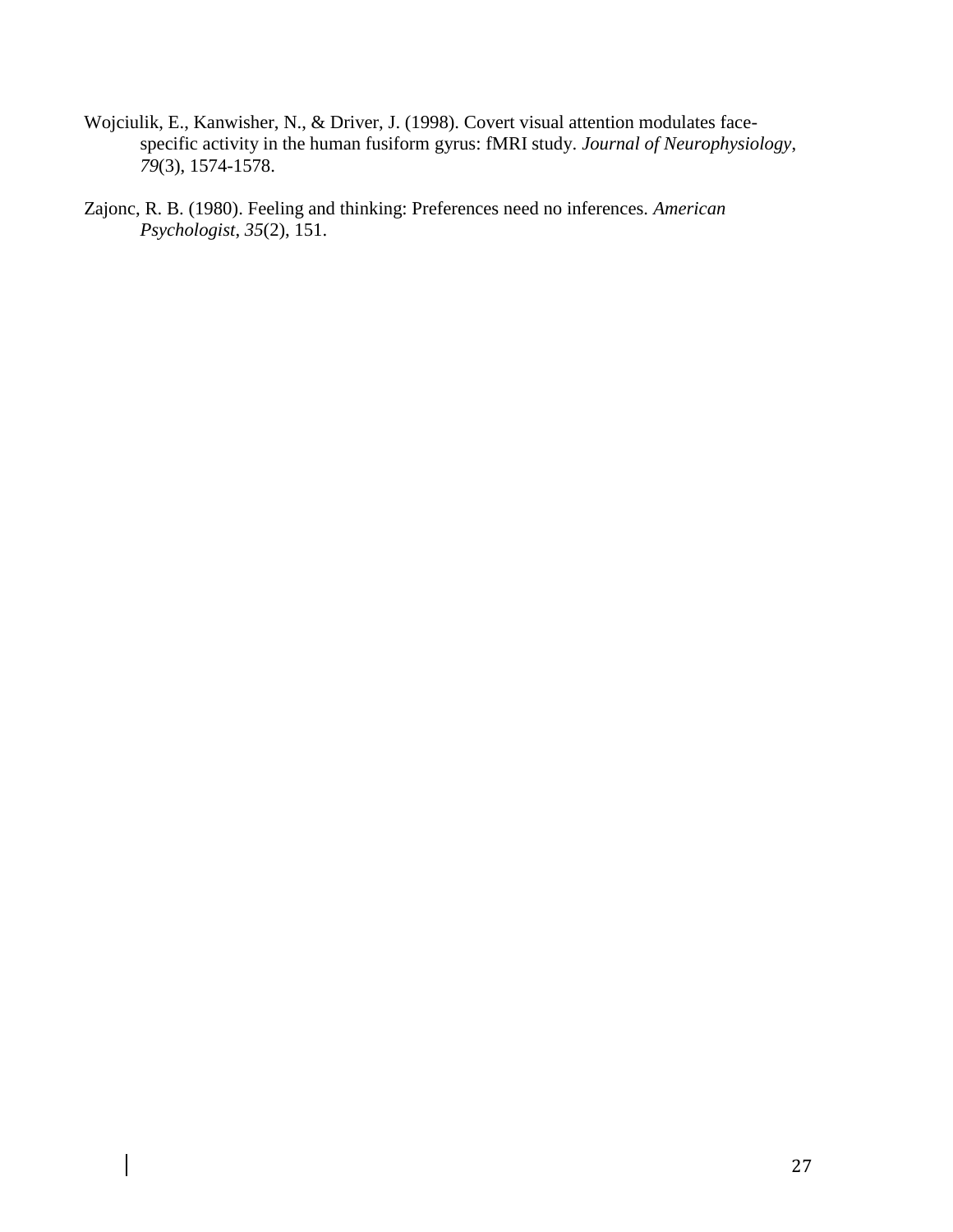Wojciulik, E., Kanwisher, N., & Driver, J. (1998). Covert visual attention modulates face-specific activity in the human fusiform gyrus: fMRI study. *Journal of Neurophysiology*, *79*(3), 1574-1578.

Zajonc, R. B. (1980). Feeling and thinking: Preferences need no inferences. *American Psychologist*, *35*(2), 151.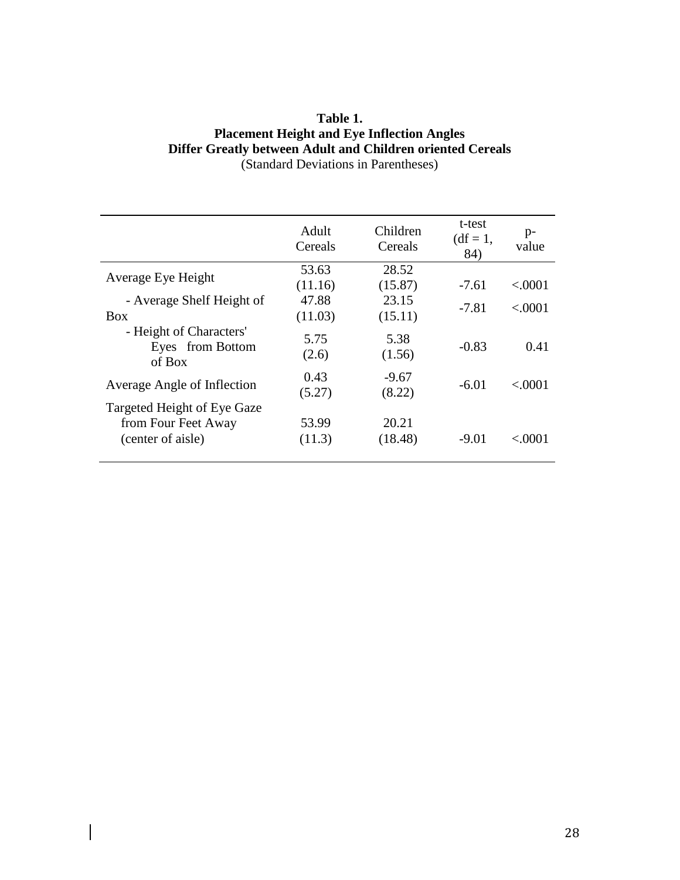**Table 1.**
**Placement Height and Eye Inflection Angles Differ Greatly between Adult and Children oriented Cereals**
(Standard Deviations in Parentheses)

| | Adult Cereals | Children Cereals | t-test (df = 1, 84) | p-value |
|---|---|---|---|---|
| Average Eye Height | 53.63 (11.16) | 28.52 (15.87) | -7.61 | <.0001 |
| - Average Shelf Height of Box | 47.88 (11.03) | 23.15 (15.11) | -7.81 | <.0001 |
| - Height of Characters' Eyes from Bottom of Box | 5.75 (2.6) | 5.38 (1.56) | -0.83 | 0.41 |
| Average Angle of Inflection | 0.43 (5.27) | -9.67 (8.22) | -6.01 | <.0001 |
| Targeted Height of Eye Gaze from Four Feet Away (center of aisle) | 53.99 (11.3) | 20.21 (18.48) | -9.01 | <.0001 |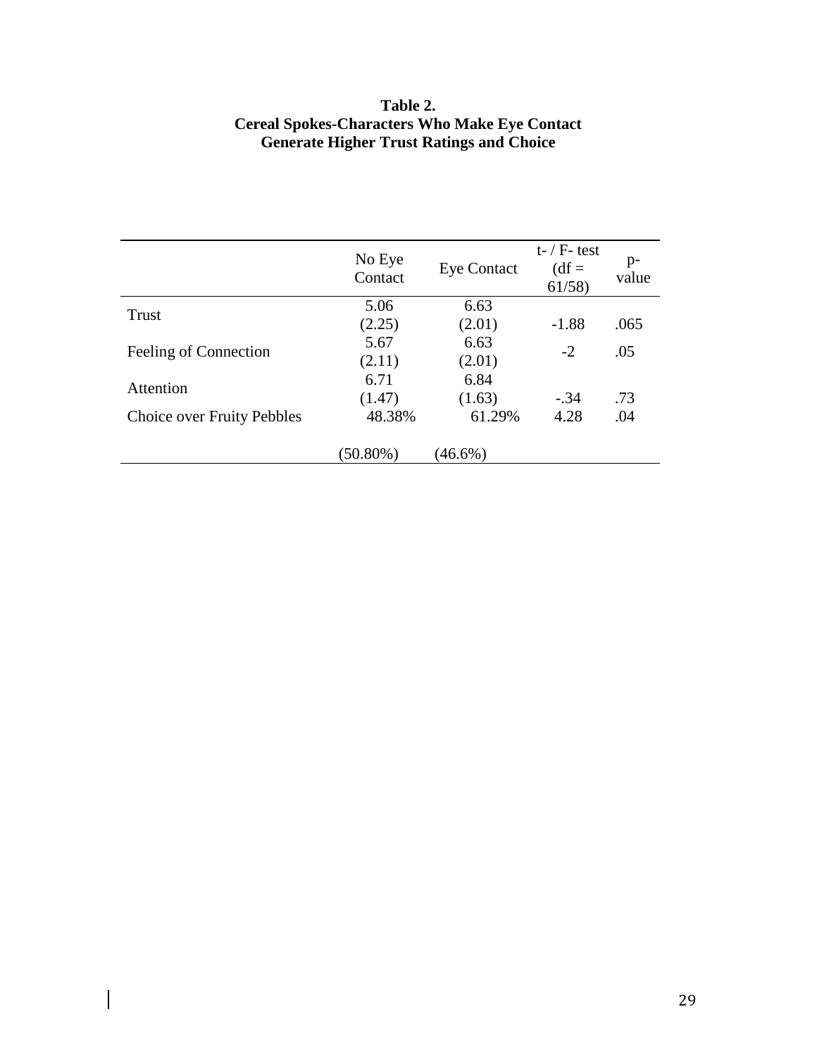**Table 2.**
**Cereal Spokes-Characters Who Make Eye Contact Generate Higher Trust Ratings and Choice**

| | No Eye Contact | Eye Contact | t- / F- test (df = 61/58) | p-value |
|---|---|---|---|---|
| Trust | 5.06 (2.25) | 6.63 (2.01) | -1.88 | .065 |
| Feeling of Connection | 5.67 (2.11) | 6.63 (2.01) | -2 | .05 |
| Attention | 6.71 (1.47) | 6.84 (1.63) | -.34 | .73 |
| Choice over Fruity Pebbles | 48.38% (50.80%) | 61.29% (46.6%) | 4.28 | .04 |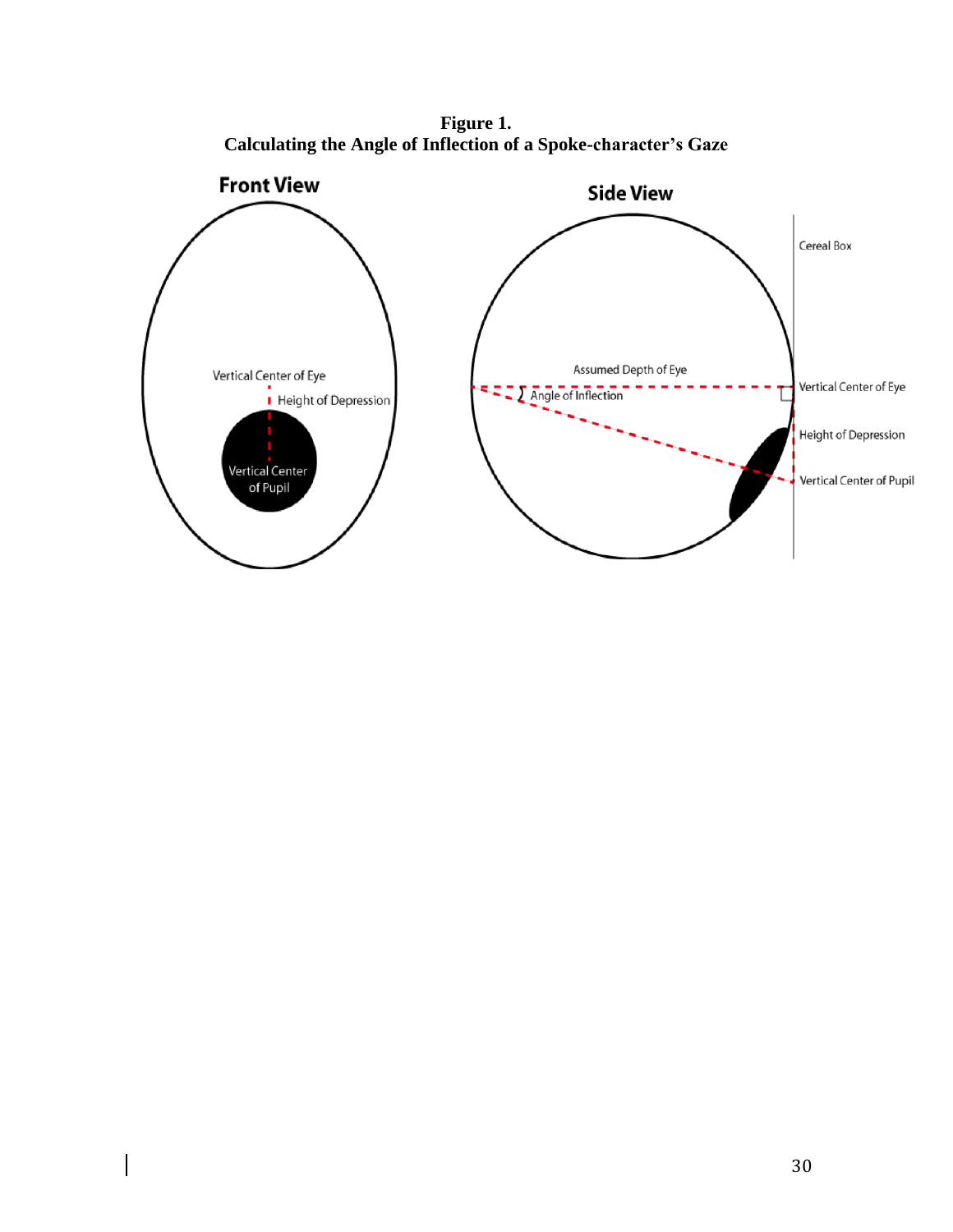**Figure 1.**
**Calculating the Angle of Inflection of a Spoke-character's Gaze**

Front View

Vertical Center of Eye

Height of Depression

Vertical Center of Pupil

Side View

Cereal Box

Assumed Depth of Eye

Angle of Inflection

Vertical Center of Eye

Height of Depression

Vertical Center of Pupil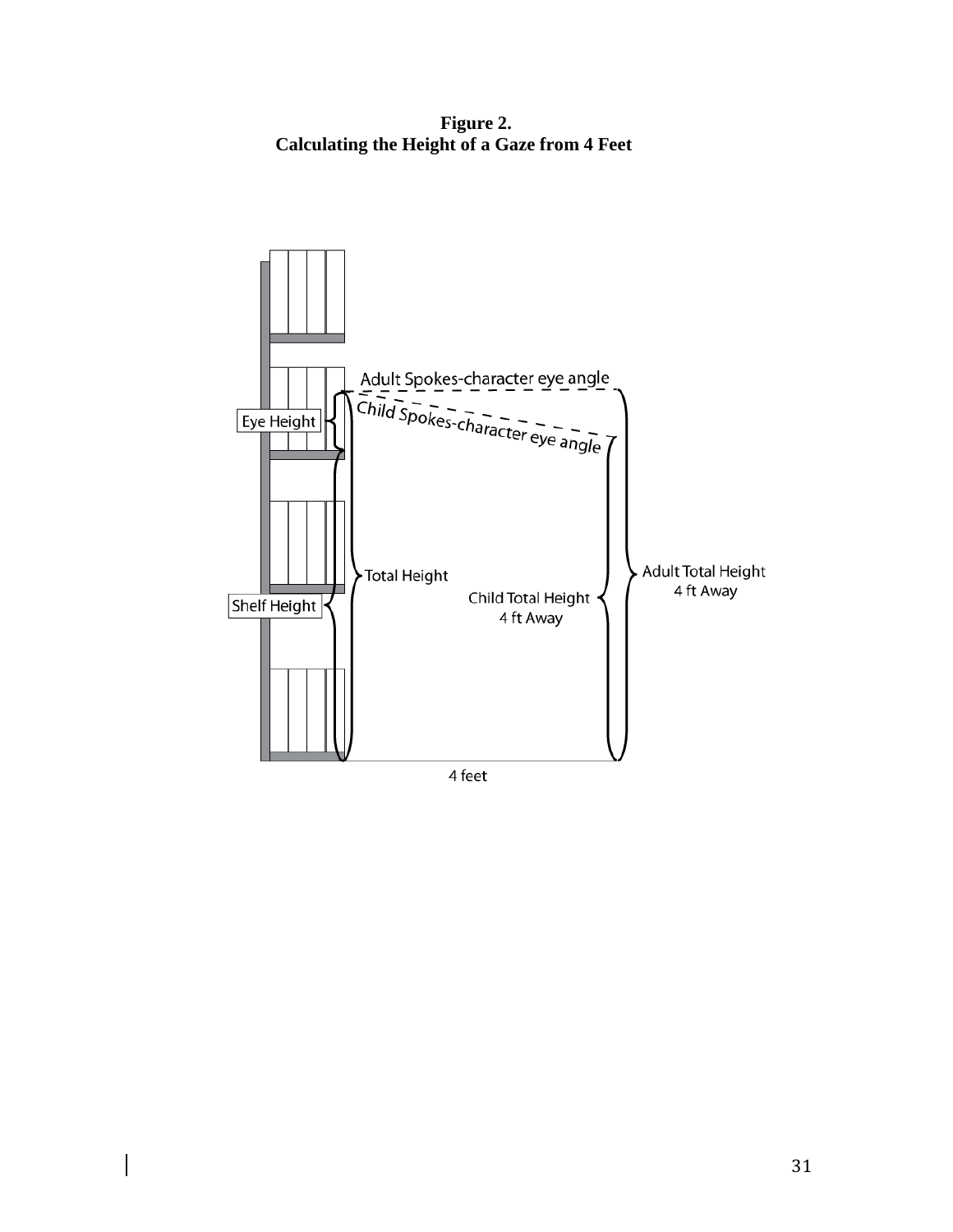**Figure 2.**
**Calculating the Height of a Gaze from 4 Feet**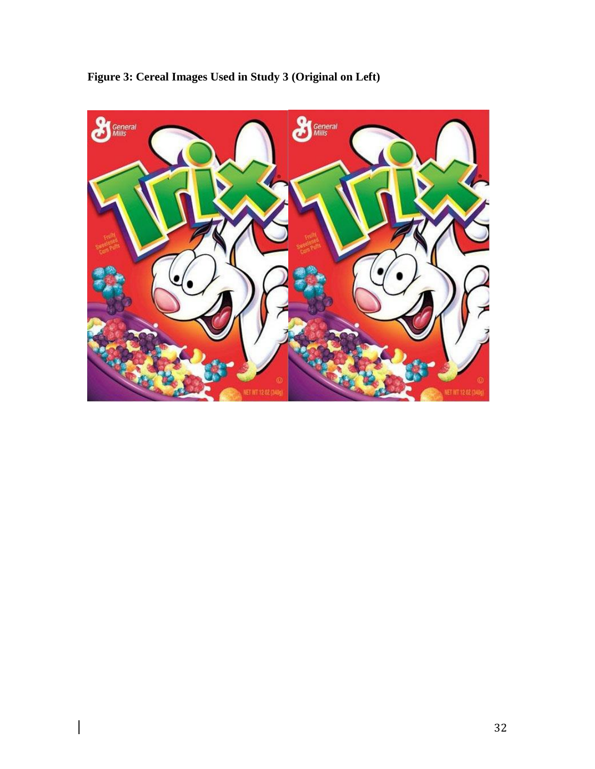**Figure 3: Cereal Images Used in Study 3 (Original on Left)**